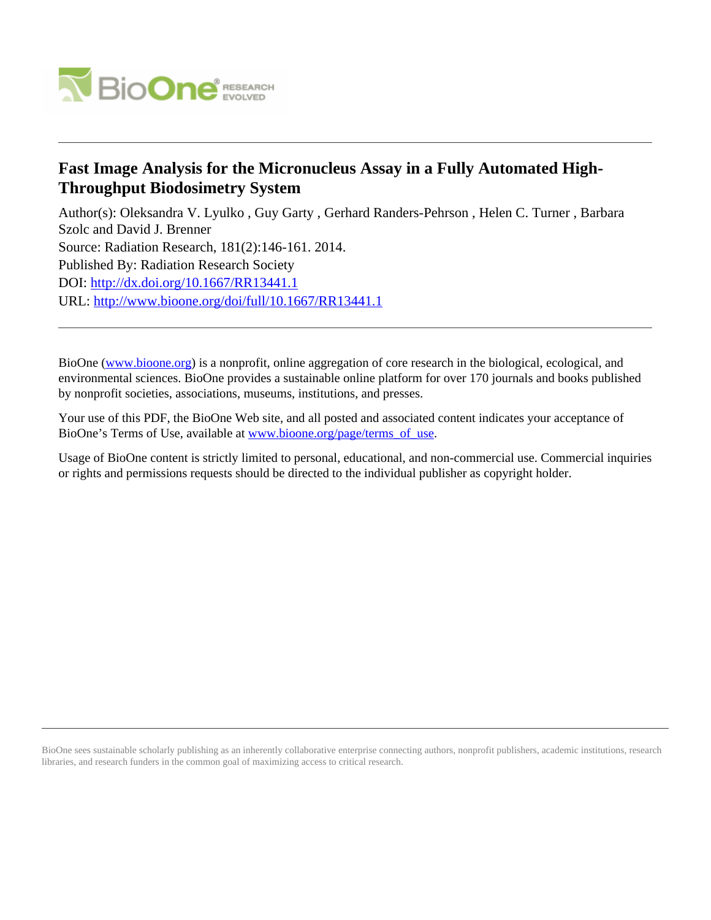# Fast Image Analysis for the Micronucleus Assay in a Fully Automated High-Throughput Biodosimetry System

Author(s): Oleksandra V. Lyulko , Guy Garty , Gerhard Randers-Pehrson , Helen C. Turner , Barbara Szolc and David J. Brenner

Source: Radiation Research, 181(2):146-161. 2014.

Published By: Radiation Research Society

DOI: http://dx.doi.org/10.1667/RR13441.1

URL: http://www.bioone.org/doi/full/10.1667/RR13441.1

---

BioOne (www.bioone.org) is a nonprofit, online aggregation of core research in the biological, ecological, and environmental sciences. BioOne provides a sustainable online platform for over 170 journals and books published by nonprofit societies, associations, museums, institutions, and presses.

Your use of this PDF, the BioOne Web site, and all posted and associated content indicates your acceptance of BioOne's Terms of Use, available at www.bioone.org/page/terms_of_use.

Usage of BioOne content is strictly limited to personal, educational, and non-commercial use. Commercial inquiries or rights and permissions requests should be directed to the individual publisher as copyright holder.

---

BioOne sees sustainable scholarly publishing as an inherently collaborative enterprise connecting authors, nonprofit publishers, academic institutions, research libraries, and research funders in the common goal of maximizing access to critical research.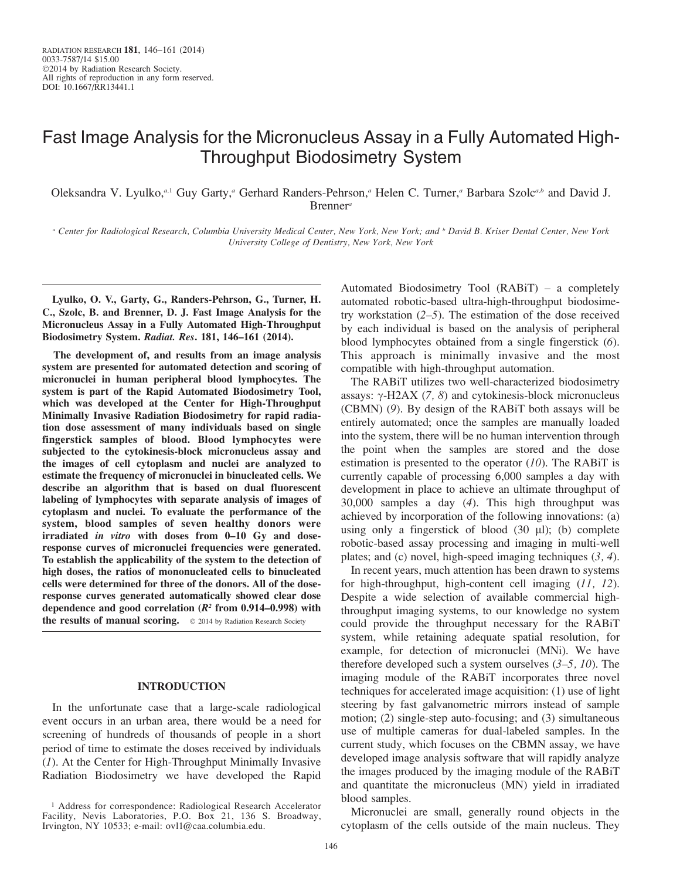# Fast Image Analysis for the Micronucleus Assay in a Fully Automated High-Throughput Biodosimetry System

Oleksandra V. Lyulko,[a,1] Guy Garty,[a] Gerhard Randers-Pehrson,[a] Helen C. Turner,[a] Barbara Szolc[a,b] and David J. Brenner[a]

[a] Center for Radiological Research, Columbia University Medical Center, New York, New York; and [b] David B. Kriser Dental Center, New York University College of Dentistry, New York, New York

**Lyulko, O. V., Garty, G., Randers-Pehrson, G., Turner, H. C., Szolc, B. and Brenner, D. J. Fast Image Analysis for the Micronucleus Assay in a Fully Automated High-Throughput Biodosimetry System. *Radiat. Res*. 181, 146–161 (2014).**

**The development of, and results from an image analysis system are presented for automated detection and scoring of micronuclei in human peripheral blood lymphocytes. The system is part of the Rapid Automated Biodosimetry Tool, which was developed at the Center for High-Throughput Minimally Invasive Radiation Biodosimetry for rapid radiation dose assessment of many individuals based on single fingerstick samples of blood. Blood lymphocytes were subjected to the cytokinesis-block micronucleus assay and the images of cell cytoplasm and nuclei are analyzed to estimate the frequency of micronuclei in binucleated cells. We describe an algorithm that is based on dual fluorescent labeling of lymphocytes with separate analysis of images of cytoplasm and nuclei. To evaluate the performance of the system, blood samples of seven healthy donors were irradiated *in vitro* with doses from 0–10 Gy and dose-response curves of micronuclei frequencies were generated. To establish the applicability of the system to the detection of high doses, the ratios of mononucleated cells to binucleated cells were determined for three of the donors. All of the dose-response curves generated automatically showed clear dose dependence and good correlation ($R^2$ from 0.914–0.998) with the results of manual scoring.** © 2014 by Radiation Research Society

## INTRODUCTION

In the unfortunate case that a large-scale radiological event occurs in an urban area, there would be a need for screening of hundreds of thousands of people in a short period of time to estimate the doses received by individuals (*1*). At the Center for High-Throughput Minimally Invasive Radiation Biodosimetry we have developed the Rapid Automated Biodosimetry Tool (RABiT) – a completely automated robotic-based ultra-high-throughput biodosimetry workstation (*2–5*). The estimation of the dose received by each individual is based on the analysis of peripheral blood lymphocytes obtained from a single fingerstick (*6*). This approach is minimally invasive and the most compatible with high-throughput automation.

The RABiT utilizes two well-characterized biodosimetry assays: γ-H2AX (*7, 8*) and cytokinesis-block micronucleus (CBMN) (*9*). By design of the RABiT both assays will be entirely automated; once the samples are manually loaded into the system, there will be no human intervention through the point when the samples are stored and the dose estimation is presented to the operator (*10*). The RABiT is currently capable of processing 6,000 samples a day with development in place to achieve an ultimate throughput of 30,000 samples a day (*4*). This high throughput was achieved by incorporation of the following innovations: (a) using only a fingerstick of blood (30 μl); (b) complete robotic-based assay processing and imaging in multi-well plates; and (c) novel, high-speed imaging techniques (*3, 4*).

In recent years, much attention has been drawn to systems for high-throughput, high-content cell imaging (*11, 12*). Despite a wide selection of available commercial high-throughput imaging systems, to our knowledge no system could provide the throughput necessary for the RABiT system, while retaining adequate spatial resolution, for example, for detection of micronuclei (MNi). We have therefore developed such a system ourselves (*3–5, 10*). The imaging module of the RABiT incorporates three novel techniques for accelerated image acquisition: (1) use of light steering by fast galvanometric mirrors instead of sample motion; (2) single-step auto-focusing; and (3) simultaneous use of multiple cameras for dual-labeled samples. In the current study, which focuses on the CBMN assay, we have developed image analysis software that will rapidly analyze the images produced by the imaging module of the RABiT and quantitate the micronucleus (MN) yield in irradiated blood samples.

Micronuclei are small, generally round objects in the cytoplasm of the cells outside of the main nucleus. They

[1] Address for correspondence: Radiological Research Accelerator Facility, Nevis Laboratories, P.O. Box 21, 136 S. Broadway, Irvington, NY 10533; e-mail: ovl1@caa.columbia.edu.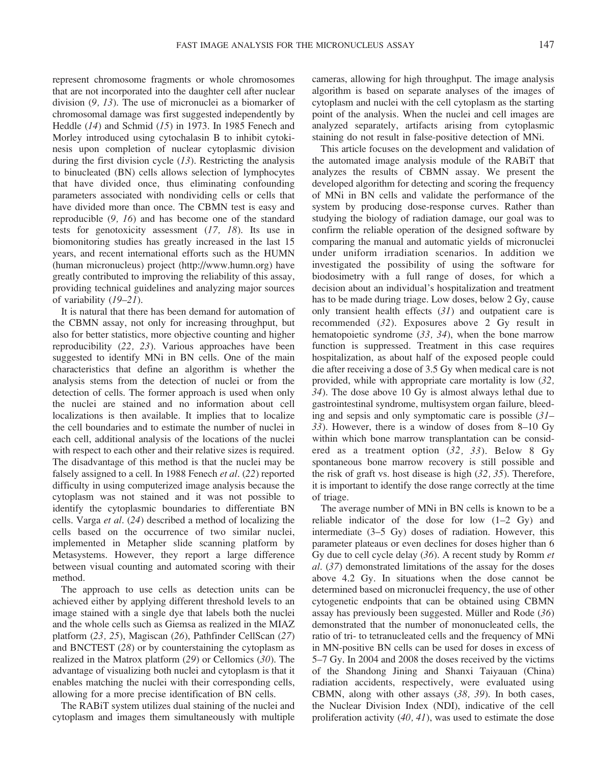represent chromosome fragments or whole chromosomes that are not incorporated into the daughter cell after nuclear division (*9, 13*). The use of micronuclei as a biomarker of chromosomal damage was first suggested independently by Heddle (*14*) and Schmid (*15*) in 1973. In 1985 Fenech and Morley introduced using cytochalasin B to inhibit cytokinesis upon completion of nuclear cytoplasmic division during the first division cycle (*13*). Restricting the analysis to binucleated (BN) cells allows selection of lymphocytes that have divided once, thus eliminating confounding parameters associated with nondividing cells or cells that have divided more than once. The CBMN test is easy and reproducible (*9, 16*) and has become one of the standard tests for genotoxicity assessment (*17, 18*). Its use in biomonitoring studies has greatly increased in the last 15 years, and recent international efforts such as the HUMN (human micronucleus) project (http://www.humn.org) have greatly contributed to improving the reliability of this assay, providing technical guidelines and analyzing major sources of variability (*19–21*).

It is natural that there has been demand for automation of the CBMN assay, not only for increasing throughput, but also for better statistics, more objective counting and higher reproducibility (*22, 23*). Various approaches have been suggested to identify MNi in BN cells. One of the main characteristics that define an algorithm is whether the analysis stems from the detection of nuclei or from the detection of cells. The former approach is used when only the nuclei are stained and no information about cell localizations is then available. It implies that to localize the cell boundaries and to estimate the number of nuclei in each cell, additional analysis of the locations of the nuclei with respect to each other and their relative sizes is required. The disadvantage of this method is that the nuclei may be falsely assigned to a cell. In 1988 Fenech *et al*. (*22*) reported difficulty in using computerized image analysis because the cytoplasm was not stained and it was not possible to identify the cytoplasmic boundaries to differentiate BN cells. Varga *et al*. (*24*) described a method of localizing the cells based on the occurrence of two similar nuclei, implemented in Metapher slide scanning platform by Metasystems. However, they report a large difference between visual counting and automated scoring with their method.

The approach to use cells as detection units can be achieved either by applying different threshold levels to an image stained with a single dye that labels both the nuclei and the whole cells such as Giemsa as realized in the MIAZ platform (*23, 25*), Magiscan (*26*), Pathfinder CellScan (*27*) and BNCTEST (*28*) or by counterstaining the cytoplasm as realized in the Matrox platform (*29*) or Cellomics (*30*). The advantage of visualizing both nuclei and cytoplasm is that it enables matching the nuclei with their corresponding cells, allowing for a more precise identification of BN cells.

The RABiT system utilizes dual staining of the nuclei and cytoplasm and images them simultaneously with multiple cameras, allowing for high throughput. The image analysis algorithm is based on separate analyses of the images of cytoplasm and nuclei with the cell cytoplasm as the starting point of the analysis. When the nuclei and cell images are analyzed separately, artifacts arising from cytoplasmic staining do not result in false-positive detection of MNi.

This article focuses on the development and validation of the automated image analysis module of the RABiT that analyzes the results of CBMN assay. We present the developed algorithm for detecting and scoring the frequency of MNi in BN cells and validate the performance of the system by producing dose-response curves. Rather than studying the biology of radiation damage, our goal was to confirm the reliable operation of the designed software by comparing the manual and automatic yields of micronuclei under uniform irradiation scenarios. In addition we investigated the possibility of using the software for biodosimetry with a full range of doses, for which a decision about an individual's hospitalization and treatment has to be made during triage. Low doses, below 2 Gy, cause only transient health effects (*31*) and outpatient care is recommended (*32*). Exposures above 2 Gy result in hematopoietic syndrome (*33, 34*), when the bone marrow function is suppressed. Treatment in this case requires hospitalization, as about half of the exposed people could die after receiving a dose of 3.5 Gy when medical care is not provided, while with appropriate care mortality is low (*32, 34*). The dose above 10 Gy is almost always lethal due to gastrointestinal syndrome, multisystem organ failure, bleeding and sepsis and only symptomatic care is possible (*31–33*). However, there is a window of doses from 8–10 Gy within which bone marrow transplantation can be considered as a treatment option (*32, 33*). Below 8 Gy spontaneous bone marrow recovery is still possible and the risk of graft vs. host disease is high (*32, 35*). Therefore, it is important to identify the dose range correctly at the time of triage.

The average number of MNi in BN cells is known to be a reliable indicator of the dose for low (1–2 Gy) and intermediate (3–5 Gy) doses of radiation. However, this parameter plateaus or even declines for doses higher than 6 Gy due to cell cycle delay (*36*). A recent study by Romm *et al*. (*37*) demonstrated limitations of the assay for the doses above 4.2 Gy. In situations when the dose cannot be determined based on micronuclei frequency, the use of other cytogenetic endpoints that can be obtained using CBMN assay has previously been suggested. Müller and Rode (*36*) demonstrated that the number of mononucleated cells, the ratio of tri- to tetranucleated cells and the frequency of MNi in MN-positive BN cells can be used for doses in excess of 5–7 Gy. In 2004 and 2008 the doses received by the victims of the Shandong Jining and Shanxi Taiyauan (China) radiation accidents, respectively, were evaluated using CBMN, along with other assays (*38, 39*). In both cases, the Nuclear Division Index (NDI), indicative of the cell proliferation activity (*40, 41*), was used to estimate the dose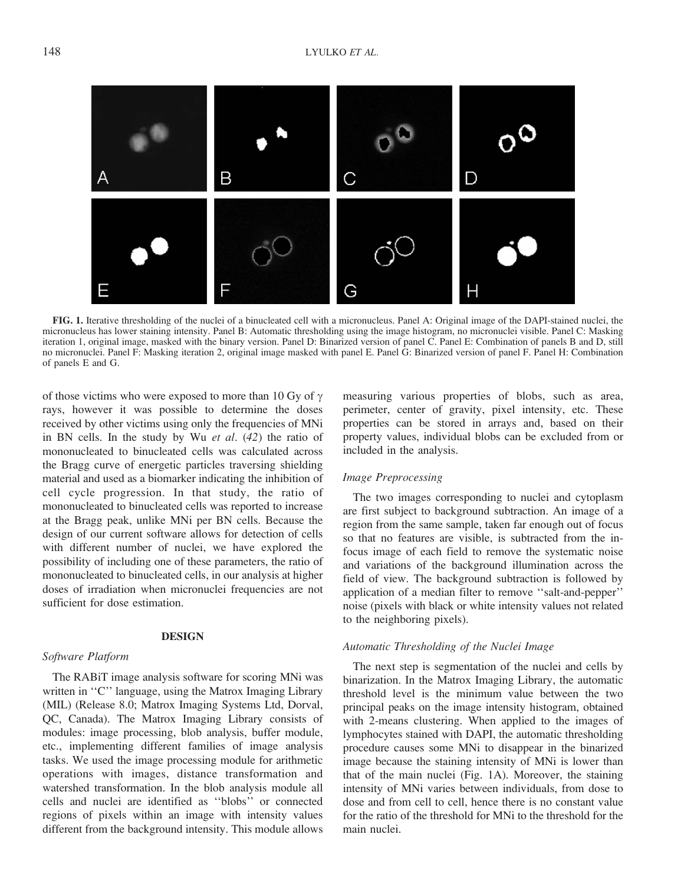**FIG. 1.** Iterative thresholding of the nuclei of a binucleated cell with a micronucleus. Panel A: Original image of the DAPI-stained nuclei, the micronucleus has lower staining intensity. Panel B: Automatic thresholding using the image histogram, no micronuclei visible. Panel C: Masking iteration 1, original image, masked with the binary version. Panel D: Binarized version of panel C. Panel E: Combination of panels B and D, still no micronuclei. Panel F: Masking iteration 2, original image masked with panel E. Panel G: Binarized version of panel F. Panel H: Combination of panels E and G.

of those victims who were exposed to more than 10 Gy of $\gamma$ rays, however it was possible to determine the doses received by other victims using only the frequencies of MNi in BN cells. In the study by Wu *et al*. (*42*) the ratio of mononucleated to binucleated cells was calculated across the Bragg curve of energetic particles traversing shielding material and used as a biomarker indicating the inhibition of cell cycle progression. In that study, the ratio of mononucleated to binucleated cells was reported to increase at the Bragg peak, unlike MNi per BN cells. Because the design of our current software allows for detection of cells with different number of nuclei, we have explored the possibility of including one of these parameters, the ratio of mononucleated to binucleated cells, in our analysis at higher doses of irradiation when micronuclei frequencies are not sufficient for dose estimation.

## DESIGN

### *Software Platform*

The RABiT image analysis software for scoring MNi was written in ''C'' language, using the Matrox Imaging Library (MIL) (Release 8.0; Matrox Imaging Systems Ltd, Dorval, QC, Canada). The Matrox Imaging Library consists of modules: image processing, blob analysis, buffer module, etc., implementing different families of image analysis tasks. We used the image processing module for arithmetic operations with images, distance transformation and watershed transformation. In the blob analysis module all cells and nuclei are identified as ''blobs'' or connected regions of pixels within an image with intensity values different from the background intensity. This module allows measuring various properties of blobs, such as area, perimeter, center of gravity, pixel intensity, etc. These properties can be stored in arrays and, based on their property values, individual blobs can be excluded from or included in the analysis.

### *Image Preprocessing*

The two images corresponding to nuclei and cytoplasm are first subject to background subtraction. An image of a region from the same sample, taken far enough out of focus so that no features are visible, is subtracted from the in-focus image of each field to remove the systematic noise and variations of the background illumination across the field of view. The background subtraction is followed by application of a median filter to remove ''salt-and-pepper'' noise (pixels with black or white intensity values not related to the neighboring pixels).

### *Automatic Thresholding of the Nuclei Image*

The next step is segmentation of the nuclei and cells by binarization. In the Matrox Imaging Library, the automatic threshold level is the minimum value between the two principal peaks on the image intensity histogram, obtained with 2-means clustering. When applied to the images of lymphocytes stained with DAPI, the automatic thresholding procedure causes some MNi to disappear in the binarized image because the staining intensity of MNi is lower than that of the main nuclei (Fig. 1A). Moreover, the staining intensity of MNi varies between individuals, from dose to dose and from cell to cell, hence there is no constant value for the ratio of the threshold for MNi to the threshold for the main nuclei.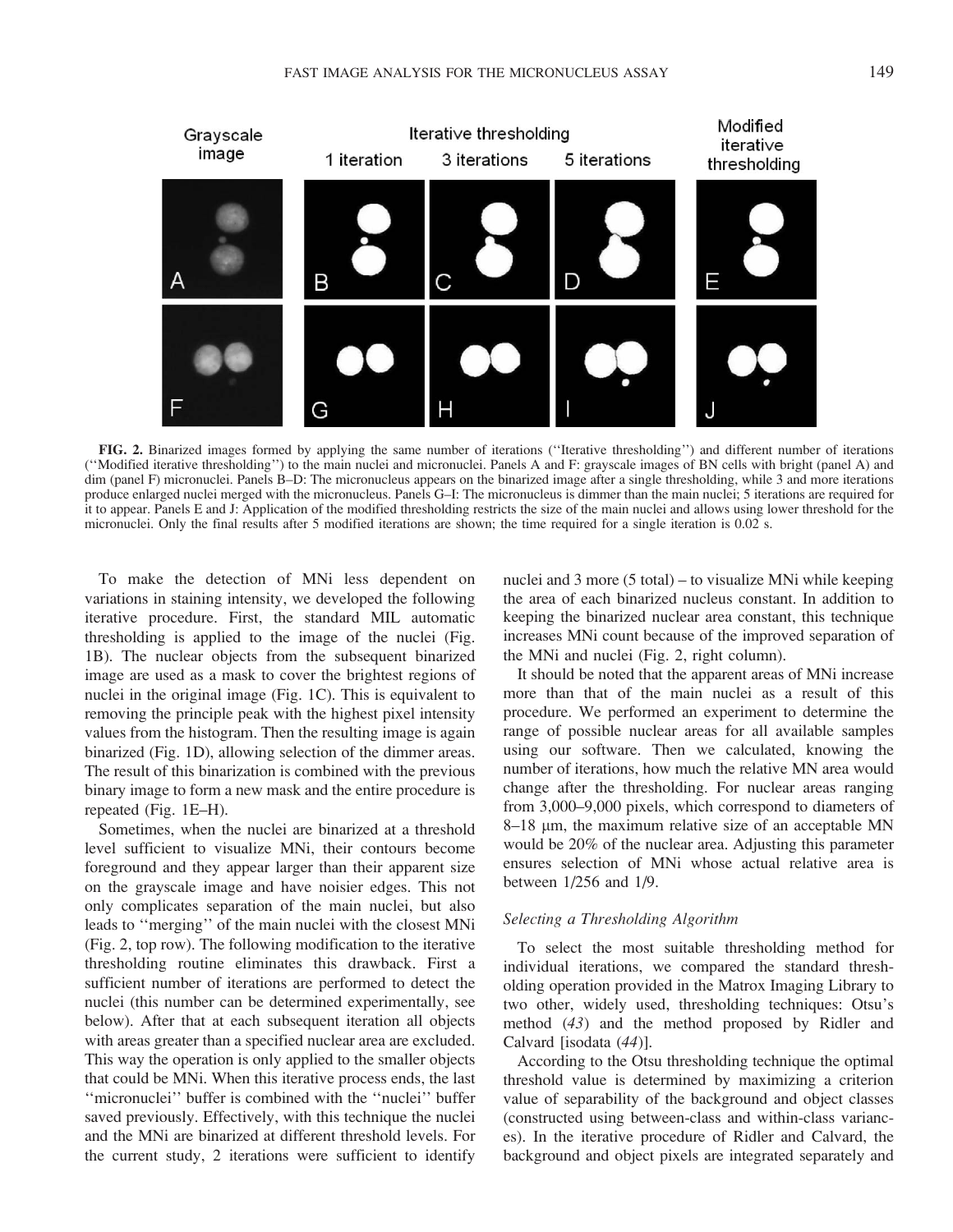FIG. 2. Binarized images formed by applying the same number of iterations (''Iterative thresholding'') and different number of iterations (''Modified iterative thresholding'') to the main nuclei and micronuclei. Panels A and F: grayscale images of BN cells with bright (panel A) and dim (panel F) micronuclei. Panels B–D: The micronucleus appears on the binarized image after a single thresholding, while 3 and more iterations produce enlarged nuclei merged with the micronucleus. Panels G–I: The micronucleus is dimmer than the main nuclei; 5 iterations are required for it to appear. Panels E and J: Application of the modified thresholding restricts the size of the main nuclei and allows using lower threshold for the micronuclei. Only the final results after 5 modified iterations are shown; the time required for a single iteration is 0.02 s.

To make the detection of MNi less dependent on variations in staining intensity, we developed the following iterative procedure. First, the standard MIL automatic thresholding is applied to the image of the nuclei (Fig. 1B). The nuclear objects from the subsequent binarized image are used as a mask to cover the brightest regions of nuclei in the original image (Fig. 1C). This is equivalent to removing the principle peak with the highest pixel intensity values from the histogram. Then the resulting image is again binarized (Fig. 1D), allowing selection of the dimmer areas. The result of this binarization is combined with the previous binary image to form a new mask and the entire procedure is repeated (Fig. 1E–H).

Sometimes, when the nuclei are binarized at a threshold level sufficient to visualize MNi, their contours become foreground and they appear larger than their apparent size on the grayscale image and have noisier edges. This not only complicates separation of the main nuclei, but also leads to ''merging'' of the main nuclei with the closest MNi (Fig. 2, top row). The following modification to the iterative thresholding routine eliminates this drawback. First a sufficient number of iterations are performed to detect the nuclei (this number can be determined experimentally, see below). After that at each subsequent iteration all objects with areas greater than a specified nuclear area are excluded. This way the operation is only applied to the smaller objects that could be MNi. When this iterative process ends, the last ''micronuclei'' buffer is combined with the ''nuclei'' buffer saved previously. Effectively, with this technique the nuclei and the MNi are binarized at different threshold levels. For the current study, 2 iterations were sufficient to identify nuclei and 3 more (5 total) – to visualize MNi while keeping the area of each binarized nucleus constant. In addition to keeping the binarized nuclear area constant, this technique increases MNi count because of the improved separation of the MNi and nuclei (Fig. 2, right column).

It should be noted that the apparent areas of MNi increase more than that of the main nuclei as a result of this procedure. We performed an experiment to determine the range of possible nuclear areas for all available samples using our software. Then we calculated, knowing the number of iterations, how much the relative MN area would change after the thresholding. For nuclear areas ranging from 3,000–9,000 pixels, which correspond to diameters of 8–18 μm, the maximum relative size of an acceptable MN would be 20% of the nuclear area. Adjusting this parameter ensures selection of MNi whose actual relative area is between 1/256 and 1/9.

### Selecting a Thresholding Algorithm

To select the most suitable thresholding method for individual iterations, we compared the standard thresholding operation provided in the Matrox Imaging Library to two other, widely used, thresholding techniques: Otsu's method (*43*) and the method proposed by Ridler and Calvard [isodata (*44*)].

According to the Otsu thresholding technique the optimal threshold value is determined by maximizing a criterion value of separability of the background and object classes (constructed using between-class and within-class variances). In the iterative procedure of Ridler and Calvard, the background and object pixels are integrated separately and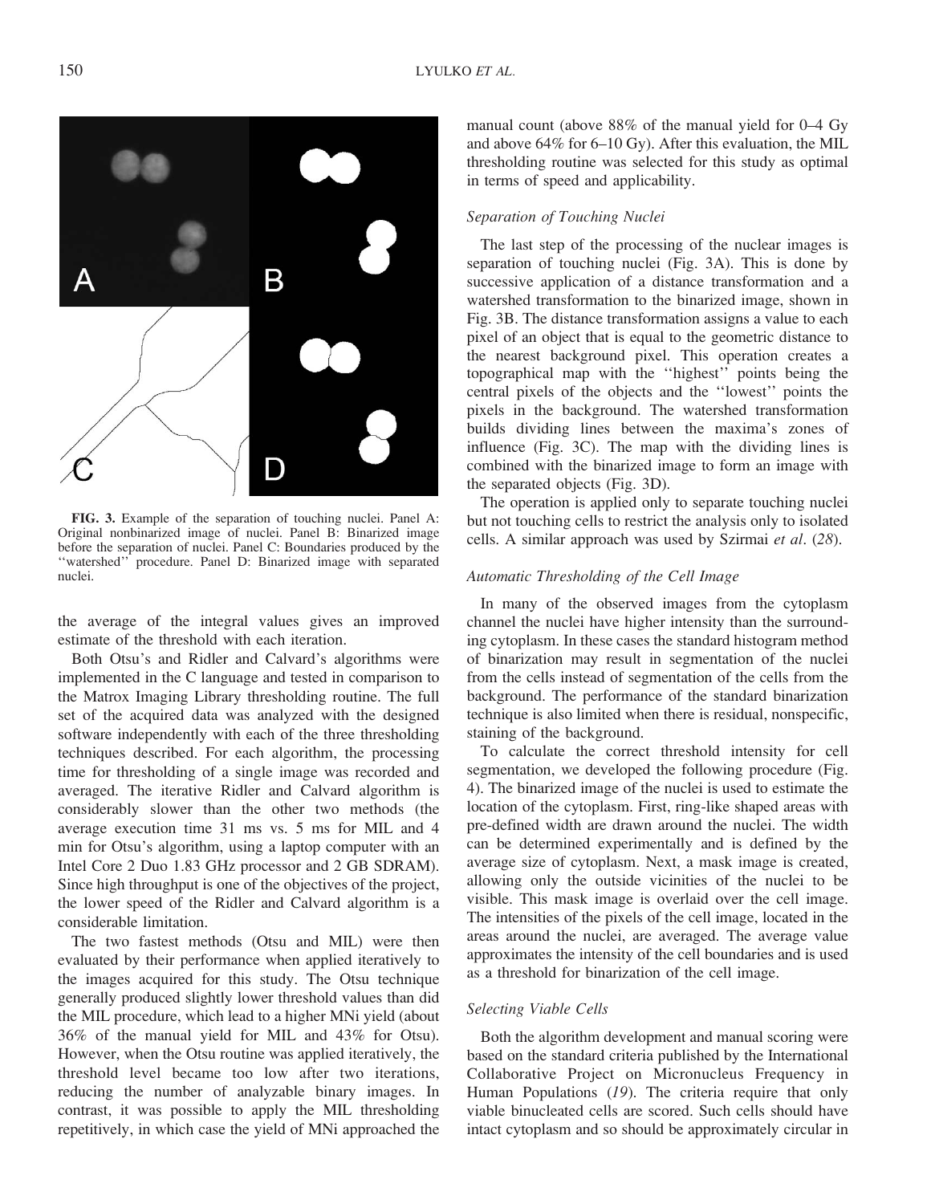FIG. 3. Example of the separation of touching nuclei. Panel A: Original nonbinarized image of nuclei. Panel B: Binarized image before the separation of nuclei. Panel C: Boundaries produced by the ''watershed'' procedure. Panel D: Binarized image with separated nuclei.

the average of the integral values gives an improved estimate of the threshold with each iteration.

Both Otsu's and Ridler and Calvard's algorithms were implemented in the C language and tested in comparison to the Matrox Imaging Library thresholding routine. The full set of the acquired data was analyzed with the designed software independently with each of the three thresholding techniques described. For each algorithm, the processing time for thresholding of a single image was recorded and averaged. The iterative Ridler and Calvard algorithm is considerably slower than the other two methods (the average execution time 31 ms vs. 5 ms for MIL and 4 min for Otsu's algorithm, using a laptop computer with an Intel Core 2 Duo 1.83 GHz processor and 2 GB SDRAM). Since high throughput is one of the objectives of the project, the lower speed of the Ridler and Calvard algorithm is a considerable limitation.

The two fastest methods (Otsu and MIL) were then evaluated by their performance when applied iteratively to the images acquired for this study. The Otsu technique generally produced slightly lower threshold values than did the MIL procedure, which lead to a higher MNi yield (about 36% of the manual yield for MIL and 43% for Otsu). However, when the Otsu routine was applied iteratively, the threshold level became too low after two iterations, reducing the number of analyzable binary images. In contrast, it was possible to apply the MIL thresholding repetitively, in which case the yield of MNi approached the manual count (above 88% of the manual yield for 0–4 Gy and above 64% for 6–10 Gy). After this evaluation, the MIL thresholding routine was selected for this study as optimal in terms of speed and applicability.

### Separation of Touching Nuclei

The last step of the processing of the nuclear images is separation of touching nuclei (Fig. 3A). This is done by successive application of a distance transformation and a watershed transformation to the binarized image, shown in Fig. 3B. The distance transformation assigns a value to each pixel of an object that is equal to the geometric distance to the nearest background pixel. This operation creates a topographical map with the ''highest'' points being the central pixels of the objects and the ''lowest'' points the pixels in the background. The watershed transformation builds dividing lines between the maxima's zones of influence (Fig. 3C). The map with the dividing lines is combined with the binarized image to form an image with the separated objects (Fig. 3D).

The operation is applied only to separate touching nuclei but not touching cells to restrict the analysis only to isolated cells. A similar approach was used by Szirmai *et al*. (*28*).

### Automatic Thresholding of the Cell Image

In many of the observed images from the cytoplasm channel the nuclei have higher intensity than the surrounding cytoplasm. In these cases the standard histogram method of binarization may result in segmentation of the nuclei from the cells instead of segmentation of the cells from the background. The performance of the standard binarization technique is also limited when there is residual, nonspecific, staining of the background.

To calculate the correct threshold intensity for cell segmentation, we developed the following procedure (Fig. 4). The binarized image of the nuclei is used to estimate the location of the cytoplasm. First, ring-like shaped areas with pre-defined width are drawn around the nuclei. The width can be determined experimentally and is defined by the average size of cytoplasm. Next, a mask image is created, allowing only the outside vicinities of the nuclei to be visible. This mask image is overlaid over the cell image. The intensities of the pixels of the cell image, located in the areas around the nuclei, are averaged. The average value approximates the intensity of the cell boundaries and is used as a threshold for binarization of the cell image.

### Selecting Viable Cells

Both the algorithm development and manual scoring were based on the standard criteria published by the International Collaborative Project on Micronucleus Frequency in Human Populations (*19*). The criteria require that only viable binucleated cells are scored. Such cells should have intact cytoplasm and so should be approximately circular in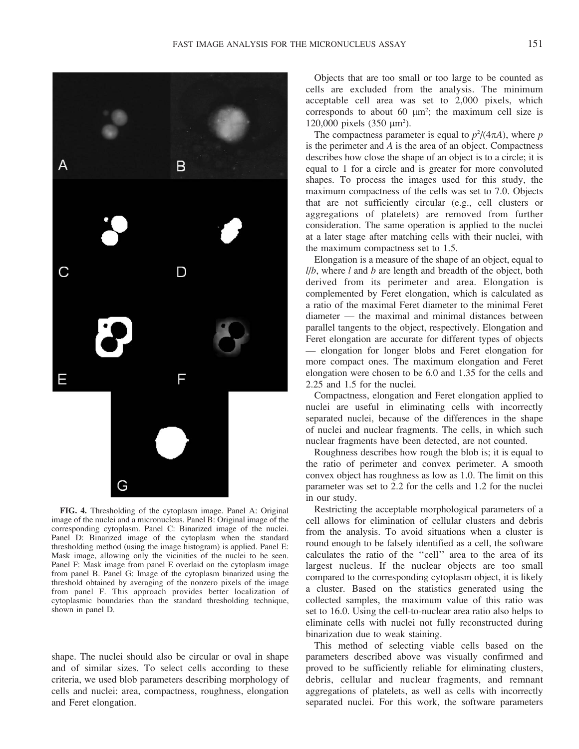FIG. 4. Thresholding of the cytoplasm image. Panel A: Original image of the nuclei and a micronucleus. Panel B: Original image of the corresponding cytoplasm. Panel C: Binarized image of the nuclei. Panel D: Binarized image of the cytoplasm when the standard thresholding method (using the image histogram) is applied. Panel E: Mask image, allowing only the vicinities of the nuclei to be seen. Panel F: Mask image from panel E overlaid on the cytoplasm image from panel B. Panel G: Image of the cytoplasm binarized using the threshold obtained by averaging of the nonzero pixels of the image from panel F. This approach provides better localization of cytoplasmic boundaries than the standard thresholding technique, shown in panel D.

shape. The nuclei should also be circular or oval in shape and of similar sizes. To select cells according to these criteria, we used blob parameters describing morphology of cells and nuclei: area, compactness, roughness, elongation and Feret elongation.

Objects that are too small or too large to be counted as cells are excluded from the analysis. The minimum acceptable cell area was set to 2,000 pixels, which corresponds to about 60 μm²; the maximum cell size is 120,000 pixels (350 μm²).

The compactness parameter is equal to $p^2/(4\pi A)$, where $p$ is the perimeter and $A$ is the area of an object. Compactness describes how close the shape of an object is to a circle; it is equal to 1 for a circle and is greater for more convoluted shapes. To process the images used for this study, the maximum compactness of the cells was set to 7.0. Objects that are not sufficiently circular (e.g., cell clusters or aggregations of platelets) are removed from further consideration. The same operation is applied to the nuclei at a later stage after matching cells with their nuclei, with the maximum compactness set to 1.5.

Elongation is a measure of the shape of an object, equal to $l/b$, where $l$ and $b$ are length and breadth of the object, both derived from its perimeter and area. Elongation is complemented by Feret elongation, which is calculated as a ratio of the maximal Feret diameter to the minimal Feret diameter — the maximal and minimal distances between parallel tangents to the object, respectively. Elongation and Feret elongation are accurate for different types of objects — elongation for longer blobs and Feret elongation for more compact ones. The maximum elongation and Feret elongation were chosen to be 6.0 and 1.35 for the cells and 2.25 and 1.5 for the nuclei.

Compactness, elongation and Feret elongation applied to nuclei are useful in eliminating cells with incorrectly separated nuclei, because of the differences in the shape of nuclei and nuclear fragments. The cells, in which such nuclear fragments have been detected, are not counted.

Roughness describes how rough the blob is; it is equal to the ratio of perimeter and convex perimeter. A smooth convex object has roughness as low as 1.0. The limit on this parameter was set to 2.2 for the cells and 1.2 for the nuclei in our study.

Restricting the acceptable morphological parameters of a cell allows for elimination of cellular clusters and debris from the analysis. To avoid situations when a cluster is round enough to be falsely identified as a cell, the software calculates the ratio of the ''cell'' area to the area of its largest nucleus. If the nuclear objects are too small compared to the corresponding cytoplasm object, it is likely a cluster. Based on the statistics generated using the collected samples, the maximum value of this ratio was set to 16.0. Using the cell-to-nuclear area ratio also helps to eliminate cells with nuclei not fully reconstructed during binarization due to weak staining.

This method of selecting viable cells based on the parameters described above was visually confirmed and proved to be sufficiently reliable for eliminating clusters, debris, cellular and nuclear fragments, and remnant aggregations of platelets, as well as cells with incorrectly separated nuclei. For this work, the software parameters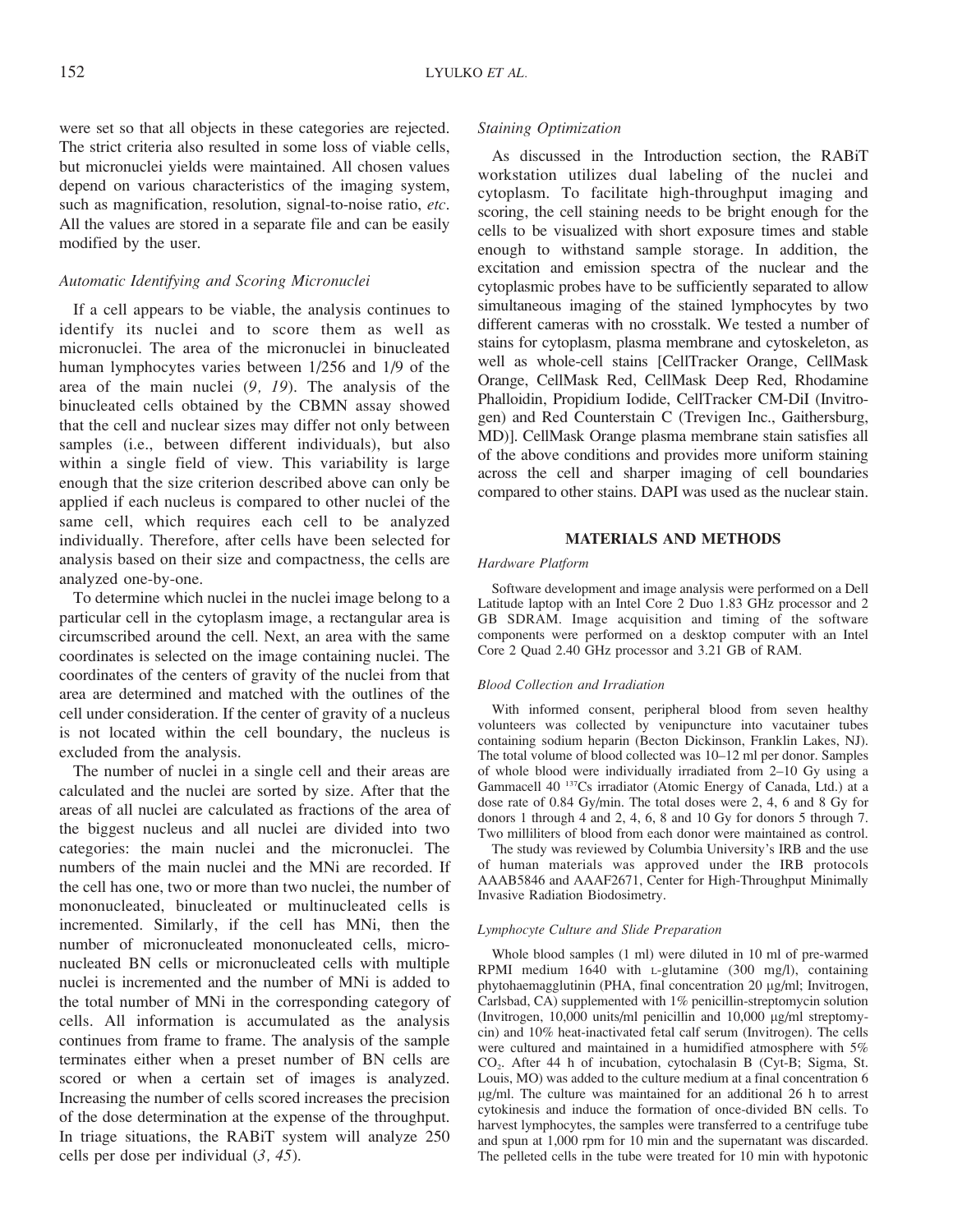were set so that all objects in these categories are rejected. The strict criteria also resulted in some loss of viable cells, but micronuclei yields were maintained. All chosen values depend on various characteristics of the imaging system, such as magnification, resolution, signal-to-noise ratio, *etc*. All the values are stored in a separate file and can be easily modified by the user.

### *Automatic Identifying and Scoring Micronuclei*

If a cell appears to be viable, the analysis continues to identify its nuclei and to score them as well as micronuclei. The area of the micronuclei in binucleated human lymphocytes varies between 1/256 and 1/9 of the area of the main nuclei (*9, 19*). The analysis of the binucleated cells obtained by the CBMN assay showed that the cell and nuclear sizes may differ not only between samples (i.e., between different individuals), but also within a single field of view. This variability is large enough that the size criterion described above can only be applied if each nucleus is compared to other nuclei of the same cell, which requires each cell to be analyzed individually. Therefore, after cells have been selected for analysis based on their size and compactness, the cells are analyzed one-by-one.

To determine which nuclei in the nuclei image belong to a particular cell in the cytoplasm image, a rectangular area is circumscribed around the cell. Next, an area with the same coordinates is selected on the image containing nuclei. The coordinates of the centers of gravity of the nuclei from that area are determined and matched with the outlines of the cell under consideration. If the center of gravity of a nucleus is not located within the cell boundary, the nucleus is excluded from the analysis.

The number of nuclei in a single cell and their areas are calculated and the nuclei are sorted by size. After that the areas of all nuclei are calculated as fractions of the area of the biggest nucleus and all nuclei are divided into two categories: the main nuclei and the micronuclei. The numbers of the main nuclei and the MNi are recorded. If the cell has one, two or more than two nuclei, the number of mononucleated, binucleated or multinucleated cells is incremented. Similarly, if the cell has MNi, then the number of micronucleated mononucleated cells, micronucleated BN cells or micronucleated cells with multiple nuclei is incremented and the number of MNi is added to the total number of MNi in the corresponding category of cells. All information is accumulated as the analysis continues from frame to frame. The analysis of the sample terminates either when a preset number of BN cells are scored or when a certain set of images is analyzed. Increasing the number of cells scored increases the precision of the dose determination at the expense of the throughput. In triage situations, the RABiT system will analyze 250 cells per dose per individual (*3, 45*).

### *Staining Optimization*

As discussed in the Introduction section, the RABiT workstation utilizes dual labeling of the nuclei and cytoplasm. To facilitate high-throughput imaging and scoring, the cell staining needs to be bright enough for the cells to be visualized with short exposure times and stable enough to withstand sample storage. In addition, the excitation and emission spectra of the nuclear and the cytoplasmic probes have to be sufficiently separated to allow simultaneous imaging of the stained lymphocytes by two different cameras with no crosstalk. We tested a number of stains for cytoplasm, plasma membrane and cytoskeleton, as well as whole-cell stains [CellTracker Orange, CellMask Orange, CellMask Red, CellMask Deep Red, Rhodamine Phalloidin, Propidium Iodide, CellTracker CM-DiI (Invitrogen) and Red Counterstain C (Trevigen Inc., Gaithersburg, MD)]. CellMask Orange plasma membrane stain satisfies all of the above conditions and provides more uniform staining across the cell and sharper imaging of cell boundaries compared to other stains. DAPI was used as the nuclear stain.

## MATERIALS AND METHODS

### *Hardware Platform*

Software development and image analysis were performed on a Dell Latitude laptop with an Intel Core 2 Duo 1.83 GHz processor and 2 GB SDRAM. Image acquisition and timing of the software components were performed on a desktop computer with an Intel Core 2 Quad 2.40 GHz processor and 3.21 GB of RAM.

### *Blood Collection and Irradiation*

With informed consent, peripheral blood from seven healthy volunteers was collected by venipuncture into vacutainer tubes containing sodium heparin (Becton Dickinson, Franklin Lakes, NJ). The total volume of blood collected was 10–12 ml per donor. Samples of whole blood were individually irradiated from 2–10 Gy using a Gammacell 40 $^{137}$Cs irradiator (Atomic Energy of Canada, Ltd.) at a dose rate of 0.84 Gy/min. The total doses were 2, 4, 6 and 8 Gy for donors 1 through 4 and 2, 4, 6, 8 and 10 Gy for donors 5 through 7. Two milliliters of blood from each donor were maintained as control.

The study was reviewed by Columbia University's IRB and the use of human materials was approved under the IRB protocols AAAB5846 and AAAF2671, Center for High-Throughput Minimally Invasive Radiation Biodosimetry.

### *Lymphocyte Culture and Slide Preparation*

Whole blood samples (1 ml) were diluted in 10 ml of pre-warmed RPMI medium 1640 with L-glutamine (300 mg/l), containing phytohaemagglutinin (PHA, final concentration 20 μg/ml; Invitrogen, Carlsbad, CA) supplemented with 1% penicillin-streptomycin solution (Invitrogen, 10,000 units/ml penicillin and 10,000 μg/ml streptomycin) and 10% heat-inactivated fetal calf serum (Invitrogen). The cells were cultured and maintained in a humidified atmosphere with 5% $CO_2$. After 44 h of incubation, cytochalasin B (Cyt-B; Sigma, St. Louis, MO) was added to the culture medium at a final concentration 6 μg/ml. The culture was maintained for an additional 26 h to arrest cytokinesis and induce the formation of once-divided BN cells. To harvest lymphocytes, the samples were transferred to a centrifuge tube and spun at 1,000 rpm for 10 min and the supernatant was discarded. The pelleted cells in the tube were treated for 10 min with hypotonic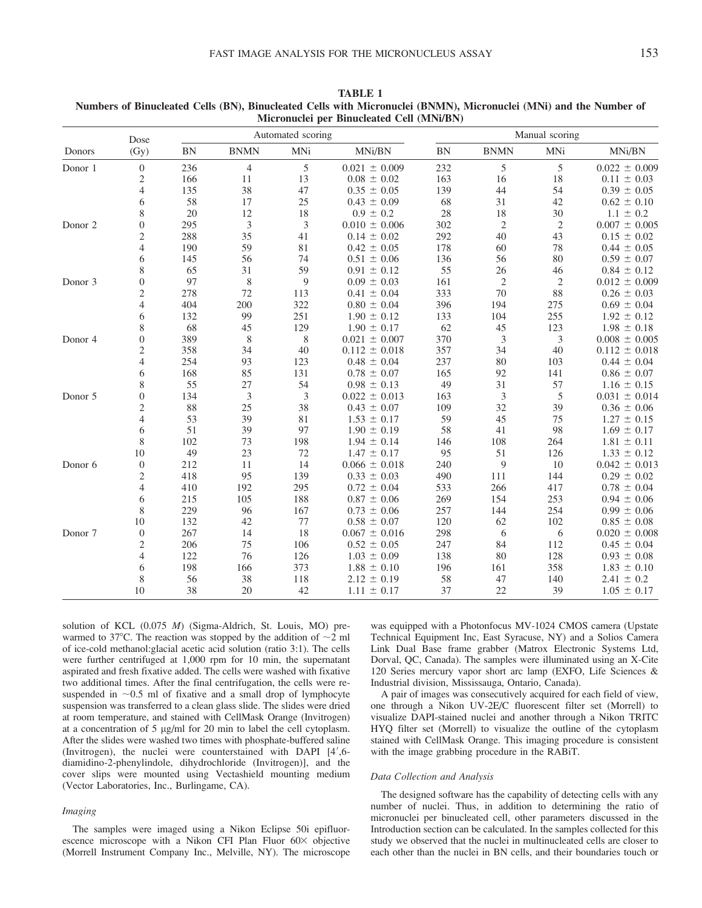**TABLE 1**
**Numbers of Binucleated Cells (BN), Binucleated Cells with Micronuclei (BNMN), Micronuclei (MNi) and the Number of Micronuclei per Binucleated Cell (MNi/BN)**

| Donors | Dose (Gy) | Automated scoring | | | | Manual scoring | | | |
|---|---|---|---|---|---|---|---|---|---|
| | | BN | BNMN | MNi | MNi/BN | BN | BNMN | MNi | MNi/BN |
| Donor 1 | 0 | 236 | 4 | 5 | 0.021 ± 0.009 | 232 | 5 | 5 | 0.022 ± 0.009 |
| | 2 | 166 | 11 | 13 | 0.08 ± 0.02 | 163 | 16 | 18 | 0.11 ± 0.03 |
| | 4 | 135 | 38 | 47 | 0.35 ± 0.05 | 139 | 44 | 54 | 0.39 ± 0.05 |
| | 6 | 58 | 17 | 25 | 0.43 ± 0.09 | 68 | 31 | 42 | 0.62 ± 0.10 |
| | 8 | 20 | 12 | 18 | 0.9 ± 0.2 | 28 | 18 | 30 | 1.1 ± 0.2 |
| Donor 2 | 0 | 295 | 3 | 3 | 0.010 ± 0.006 | 302 | 2 | 2 | 0.007 ± 0.005 |
| | 2 | 288 | 35 | 41 | 0.14 ± 0.02 | 292 | 40 | 43 | 0.15 ± 0.02 |
| | 4 | 190 | 59 | 81 | 0.42 ± 0.05 | 178 | 60 | 78 | 0.44 ± 0.05 |
| | 6 | 145 | 56 | 74 | 0.51 ± 0.06 | 136 | 56 | 80 | 0.59 ± 0.07 |
| | 8 | 65 | 31 | 59 | 0.91 ± 0.12 | 55 | 26 | 46 | 0.84 ± 0.12 |
| Donor 3 | 0 | 97 | 8 | 9 | 0.09 ± 0.03 | 161 | 2 | 2 | 0.012 ± 0.009 |
| | 2 | 278 | 72 | 113 | 0.41 ± 0.04 | 333 | 70 | 88 | 0.26 ± 0.03 |
| | 4 | 404 | 200 | 322 | 0.80 ± 0.04 | 396 | 194 | 275 | 0.69 ± 0.04 |
| | 6 | 132 | 99 | 251 | 1.90 ± 0.12 | 133 | 104 | 255 | 1.92 ± 0.12 |
| | 8 | 68 | 45 | 129 | 1.90 ± 0.17 | 62 | 45 | 123 | 1.98 ± 0.18 |
| Donor 4 | 0 | 389 | 8 | 8 | 0.021 ± 0.007 | 370 | 3 | 3 | 0.008 ± 0.005 |
| | 2 | 358 | 34 | 40 | 0.112 ± 0.018 | 357 | 34 | 40 | 0.112 ± 0.018 |
| | 4 | 254 | 93 | 123 | 0.48 ± 0.04 | 237 | 80 | 103 | 0.44 ± 0.04 |
| | 6 | 168 | 85 | 131 | 0.78 ± 0.07 | 165 | 92 | 141 | 0.86 ± 0.07 |
| | 8 | 55 | 27 | 54 | 0.98 ± 0.13 | 49 | 31 | 57 | 1.16 ± 0.15 |
| Donor 5 | 0 | 134 | 3 | 3 | 0.022 ± 0.013 | 163 | 3 | 5 | 0.031 ± 0.014 |
| | 2 | 88 | 25 | 38 | 0.43 ± 0.07 | 109 | 32 | 39 | 0.36 ± 0.06 |
| | 4 | 53 | 39 | 81 | 1.53 ± 0.17 | 59 | 45 | 75 | 1.27 ± 0.15 |
| | 6 | 51 | 39 | 97 | 1.90 ± 0.19 | 58 | 41 | 98 | 1.69 ± 0.17 |
| | 8 | 102 | 73 | 198 | 1.94 ± 0.14 | 146 | 108 | 264 | 1.81 ± 0.11 |
| | 10 | 49 | 23 | 72 | 1.47 ± 0.17 | 95 | 51 | 126 | 1.33 ± 0.12 |
| Donor 6 | 0 | 212 | 11 | 14 | 0.066 ± 0.018 | 240 | 9 | 10 | 0.042 ± 0.013 |
| | 2 | 418 | 95 | 139 | 0.33 ± 0.03 | 490 | 111 | 144 | 0.29 ± 0.02 |
| | 4 | 410 | 192 | 295 | 0.72 ± 0.04 | 533 | 266 | 417 | 0.78 ± 0.04 |
| | 6 | 215 | 105 | 188 | 0.87 ± 0.06 | 269 | 154 | 253 | 0.94 ± 0.06 |
| | 8 | 229 | 96 | 167 | 0.73 ± 0.06 | 257 | 144 | 254 | 0.99 ± 0.06 |
| | 10 | 132 | 42 | 77 | 0.58 ± 0.07 | 120 | 62 | 102 | 0.85 ± 0.08 |
| Donor 7 | 0 | 267 | 14 | 18 | 0.067 ± 0.016 | 298 | 6 | 6 | 0.020 ± 0.008 |
| | 2 | 206 | 75 | 106 | 0.52 ± 0.05 | 247 | 84 | 112 | 0.45 ± 0.04 |
| | 4 | 122 | 76 | 126 | 1.03 ± 0.09 | 138 | 80 | 128 | 0.93 ± 0.08 |
| | 6 | 198 | 166 | 373 | 1.88 ± 0.10 | 196 | 161 | 358 | 1.83 ± 0.10 |
| | 8 | 56 | 38 | 118 | 2.12 ± 0.19 | 58 | 47 | 140 | 2.41 ± 0.2 |
| | 10 | 38 | 20 | 42 | 1.11 ± 0.17 | 37 | 22 | 39 | 1.05 ± 0.17 |

solution of KCL (0.075 *M*) (Sigma-Aldrich, St. Louis, MO) prewarmed to 37°C. The reaction was stopped by the addition of ~2 ml of ice-cold methanol:glacial acetic acid solution (ratio 3:1). The cells were further centrifuged at 1,000 rpm for 10 min, the supernatant aspirated and fresh fixative added. The cells were washed with fixative two additional times. After the final centrifugation, the cells were resuspended in ~0.5 ml of fixative and a small drop of lymphocyte suspension was transferred to a clean glass slide. The slides were dried at room temperature, and stained with CellMask Orange (Invitrogen) at a concentration of 5 μg/ml for 20 min to label the cell cytoplasm. After the slides were washed two times with phosphate-buffered saline (Invitrogen), the nuclei were counterstained with DAPI [4′,6-diamidino-2-phenylindole, dihydrochloride (Invitrogen)], and the cover slips were mounted using Vectashield mounting medium (Vector Laboratories, Inc., Burlingame, CA).

### *Imaging*

The samples were imaged using a Nikon Eclipse 50i epifluorescence microscope with a Nikon CFI Plan Fluor 60× objective (Morrell Instrument Company Inc., Melville, NY). The microscope was equipped with a Photonfocus MV-1024 CMOS camera (Upstate Technical Equipment Inc, East Syracuse, NY) and a Solios Camera Link Dual Base frame grabber (Matrox Electronic Systems Ltd, Dorval, QC, Canada). The samples were illuminated using an X-Cite 120 Series mercury vapor short arc lamp (EXFO, Life Sciences & Industrial division, Mississauga, Ontario, Canada).

A pair of images was consecutively acquired for each field of view, one through a Nikon UV-2E/C fluorescent filter set (Morrell) to visualize DAPI-stained nuclei and another through a Nikon TRITC HYQ filter set (Morrell) to visualize the outline of the cytoplasm stained with CellMask Orange. This imaging procedure is consistent with the image grabbing procedure in the RABiT.

### *Data Collection and Analysis*

The designed software has the capability of detecting cells with any number of nuclei. Thus, in addition to determining the ratio of micronuclei per binucleated cell, other parameters discussed in the Introduction section can be calculated. In the samples collected for this study we observed that the nuclei in multinucleated cells are closer to each other than the nuclei in BN cells, and their boundaries touch or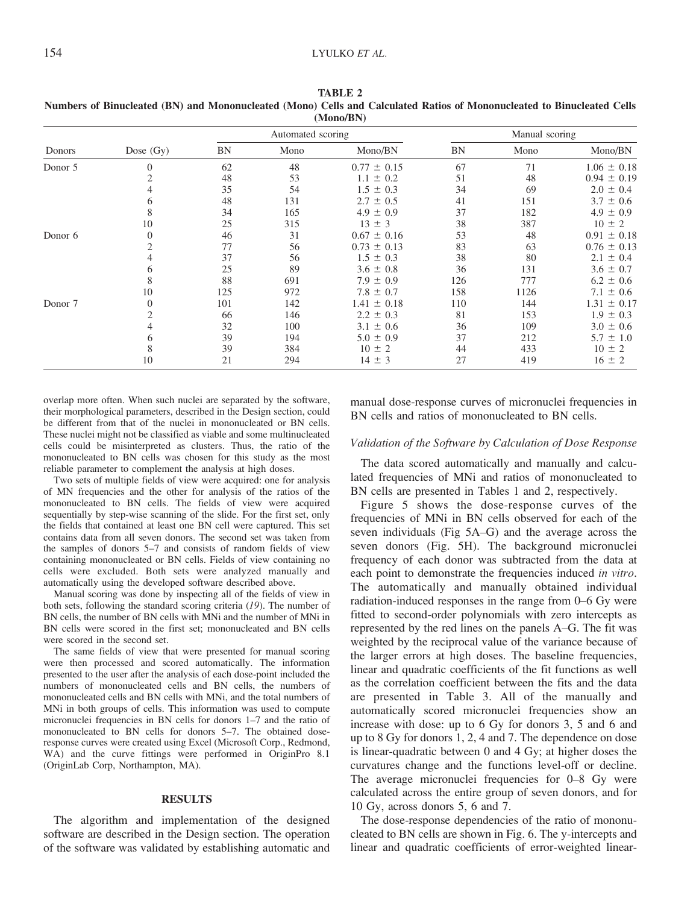**TABLE 2**
**Numbers of Binucleated (BN) and Mononucleated (Mono) Cells and Calculated Ratios of Mononucleated to Binucleated Cells (Mono/BN)**

| Donors | Dose (Gy) | Automated scoring | | | Manual scoring | | |
|---|---|---|---|---|---|---|---|
| | | BN | Mono | Mono/BN | BN | Mono | Mono/BN |
| Donor 5 | 0 | 62 | 48 | 0.77 ± 0.15 | 67 | 71 | 1.06 ± 0.18 |
| | 2 | 48 | 53 | 1.1 ± 0.2 | 51 | 48 | 0.94 ± 0.19 |
| | 4 | 35 | 54 | 1.5 ± 0.3 | 34 | 69 | 2.0 ± 0.4 |
| | 6 | 48 | 131 | 2.7 ± 0.5 | 41 | 151 | 3.7 ± 0.6 |
| | 8 | 34 | 165 | 4.9 ± 0.9 | 37 | 182 | 4.9 ± 0.9 |
| | 10 | 25 | 315 | 13 ± 3 | 38 | 387 | 10 ± 2 |
| Donor 6 | 0 | 46 | 31 | 0.67 ± 0.16 | 53 | 48 | 0.91 ± 0.18 |
| | 2 | 77 | 56 | 0.73 ± 0.13 | 83 | 63 | 0.76 ± 0.13 |
| | 4 | 37 | 56 | 1.5 ± 0.3 | 38 | 80 | 2.1 ± 0.4 |
| | 6 | 25 | 89 | 3.6 ± 0.8 | 36 | 131 | 3.6 ± 0.7 |
| | 8 | 88 | 691 | 7.9 ± 0.9 | 126 | 777 | 6.2 ± 0.6 |
| | 10 | 125 | 972 | 7.8 ± 0.7 | 158 | 1126 | 7.1 ± 0.6 |
| Donor 7 | 0 | 101 | 142 | 1.41 ± 0.18 | 110 | 144 | 1.31 ± 0.17 |
| | 2 | 66 | 146 | 2.2 ± 0.3 | 81 | 153 | 1.9 ± 0.3 |
| | 4 | 32 | 100 | 3.1 ± 0.6 | 36 | 109 | 3.0 ± 0.6 |
| | 6 | 39 | 194 | 5.0 ± 0.9 | 37 | 212 | 5.7 ± 1.0 |
| | 8 | 39 | 384 | 10 ± 2 | 44 | 433 | 10 ± 2 |
| | 10 | 21 | 294 | 14 ± 3 | 27 | 419 | 16 ± 2 |

overlap more often. When such nuclei are separated by the software, their morphological parameters, described in the Design section, could be different from that of the nuclei in mononucleated or BN cells. These nuclei might not be classified as viable and some multinucleated cells could be misinterpreted as clusters. Thus, the ratio of the mononucleated to BN cells was chosen for this study as the most reliable parameter to complement the analysis at high doses.

Two sets of multiple fields of view were acquired: one for analysis of MN frequencies and the other for analysis of the ratios of the mononucleated to BN cells. The fields of view were acquired sequentially by step-wise scanning of the slide. For the first set, only the fields that contained at least one BN cell were captured. This set contains data from all seven donors. The second set was taken from the samples of donors 5–7 and consists of random fields of view containing mononucleated or BN cells. Fields of view containing no cells were excluded. Both sets were analyzed manually and automatically using the developed software described above.

Manual scoring was done by inspecting all of the fields of view in both sets, following the standard scoring criteria (*19*). The number of BN cells, the number of BN cells with MNi and the number of MNi in BN cells were scored in the first set; mononucleated and BN cells were scored in the second set.

The same fields of view that were presented for manual scoring were then processed and scored automatically. The information presented to the user after the analysis of each dose-point included the numbers of mononucleated cells and BN cells, the numbers of mononucleated cells and BN cells with MNi, and the total numbers of MNi in both groups of cells. This information was used to compute micronuclei frequencies in BN cells for donors 1–7 and the ratio of mononucleated to BN cells for donors 5–7. The obtained dose-response curves were created using Excel (Microsoft Corp., Redmond, WA) and the curve fittings were performed in OriginPro 8.1 (OriginLab Corp, Northampton, MA).

## RESULTS

The algorithm and implementation of the designed software are described in the Design section. The operation of the software was validated by establishing automatic and manual dose-response curves of micronuclei frequencies in BN cells and ratios of mononucleated to BN cells.

### *Validation of the Software by Calculation of Dose Response*

The data scored automatically and manually and calculated frequencies of MNi and ratios of mononucleated to BN cells are presented in Tables 1 and 2, respectively.

Figure 5 shows the dose-response curves of the frequencies of MNi in BN cells observed for each of the seven individuals (Fig 5A–G) and the average across the seven donors (Fig. 5H). The background micronuclei frequency of each donor was subtracted from the data at each point to demonstrate the frequencies induced *in vitro*. The automatically and manually obtained individual radiation-induced responses in the range from 0–6 Gy were fitted to second-order polynomials with zero intercepts as represented by the red lines on the panels A–G. The fit was weighted by the reciprocal value of the variance because of the larger errors at high doses. The baseline frequencies, linear and quadratic coefficients of the fit functions as well as the correlation coefficient between the fits and the data are presented in Table 3. All of the manually and automatically scored micronuclei frequencies show an increase with dose: up to 6 Gy for donors 3, 5 and 6 and up to 8 Gy for donors 1, 2, 4 and 7. The dependence on dose is linear-quadratic between 0 and 4 Gy; at higher doses the curvatures change and the functions level-off or decline. The average micronuclei frequencies for 0–8 Gy were calculated across the entire group of seven donors, and for 10 Gy, across donors 5, 6 and 7.

The dose-response dependencies of the ratio of mononucleated to BN cells are shown in Fig. 6. The y-intercepts and linear and quadratic coefficients of error-weighted linear-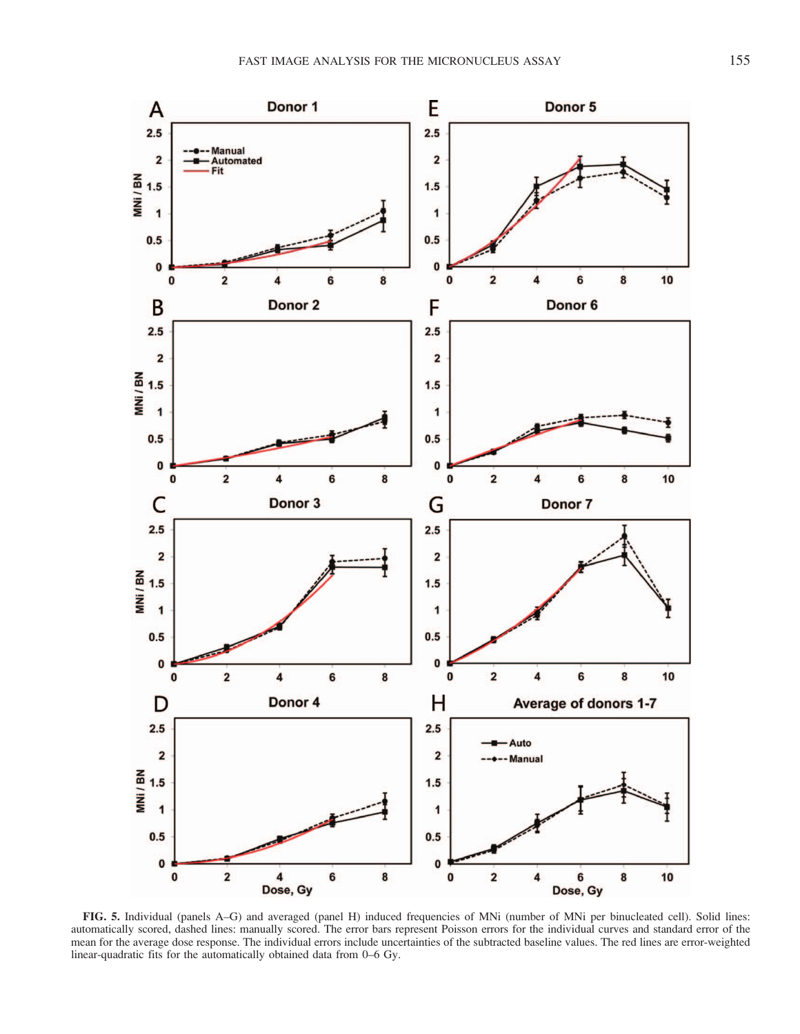**FIG. 5.** Individual (panels A–G) and averaged (panel H) induced frequencies of MNi (number of MNi per binucleated cell). Solid lines: automatically scored, dashed lines: manually scored. The error bars represent Poisson errors for the individual curves and standard error of the mean for the average dose response. The individual errors include uncertainties of the subtracted baseline values. The red lines are error-weighted linear-quadratic fits for the automatically obtained data from 0–6 Gy.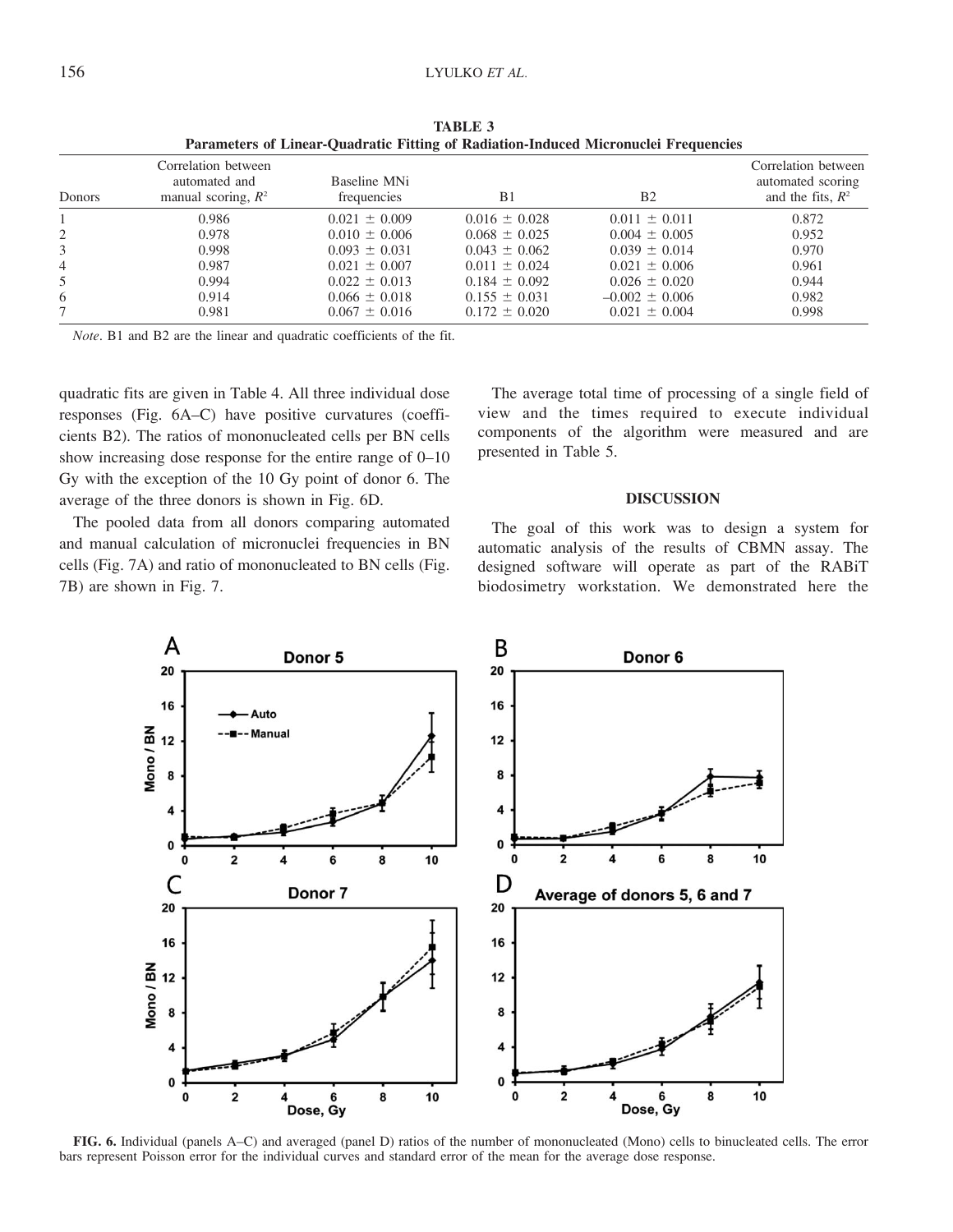**TABLE 3**
**Parameters of Linear-Quadratic Fitting of Radiation-Induced Micronuclei Frequencies**

| Donors | Correlation between automated and manual scoring, $R^2$ | Baseline MNi frequencies | B1 | B2 | Correlation between automated scoring and the fits, $R^2$ |
|---|---|---|---|---|---|
| 1 | 0.986 | $0.021 \pm 0.009$ | $0.016 \pm 0.028$ | $0.011 \pm 0.011$ | 0.872 |
| 2 | 0.978 | $0.010 \pm 0.006$ | $0.068 \pm 0.025$ | $0.004 \pm 0.005$ | 0.952 |
| 3 | 0.998 | $0.093 \pm 0.031$ | $0.043 \pm 0.062$ | $0.039 \pm 0.014$ | 0.970 |
| 4 | 0.987 | $0.021 \pm 0.007$ | $0.011 \pm 0.024$ | $0.021 \pm 0.006$ | 0.961 |
| 5 | 0.994 | $0.022 \pm 0.013$ | $0.184 \pm 0.092$ | $0.026 \pm 0.020$ | 0.944 |
| 6 | 0.914 | $0.066 \pm 0.018$ | $0.155 \pm 0.031$ | $-0.002 \pm 0.006$ | 0.982 |
| 7 | 0.981 | $0.067 \pm 0.016$ | $0.172 \pm 0.020$ | $0.021 \pm 0.004$ | 0.998 |

*Note*. B1 and B2 are the linear and quadratic coefficients of the fit.

quadratic fits are given in Table 4. All three individual dose responses (Fig. 6A–C) have positive curvatures (coefficients B2). The ratios of mononucleated cells per BN cells show increasing dose response for the entire range of 0–10 Gy with the exception of the 10 Gy point of donor 6. The average of the three donors is shown in Fig. 6D.

The pooled data from all donors comparing automated and manual calculation of micronuclei frequencies in BN cells (Fig. 7A) and ratio of mononucleated to BN cells (Fig. 7B) are shown in Fig. 7.

The average total time of processing of a single field of view and the times required to execute individual components of the algorithm were measured and are presented in Table 5.

## DISCUSSION

The goal of this work was to design a system for automatic analysis of the results of CBMN assay. The designed software will operate as part of the RABiT biodosimetry workstation. We demonstrated here the

**FIG. 6.** Individual (panels A–C) and averaged (panel D) ratios of the number of mononucleated (Mono) cells to binucleated cells. The error bars represent Poisson error for the individual curves and standard error of the mean for the average dose response.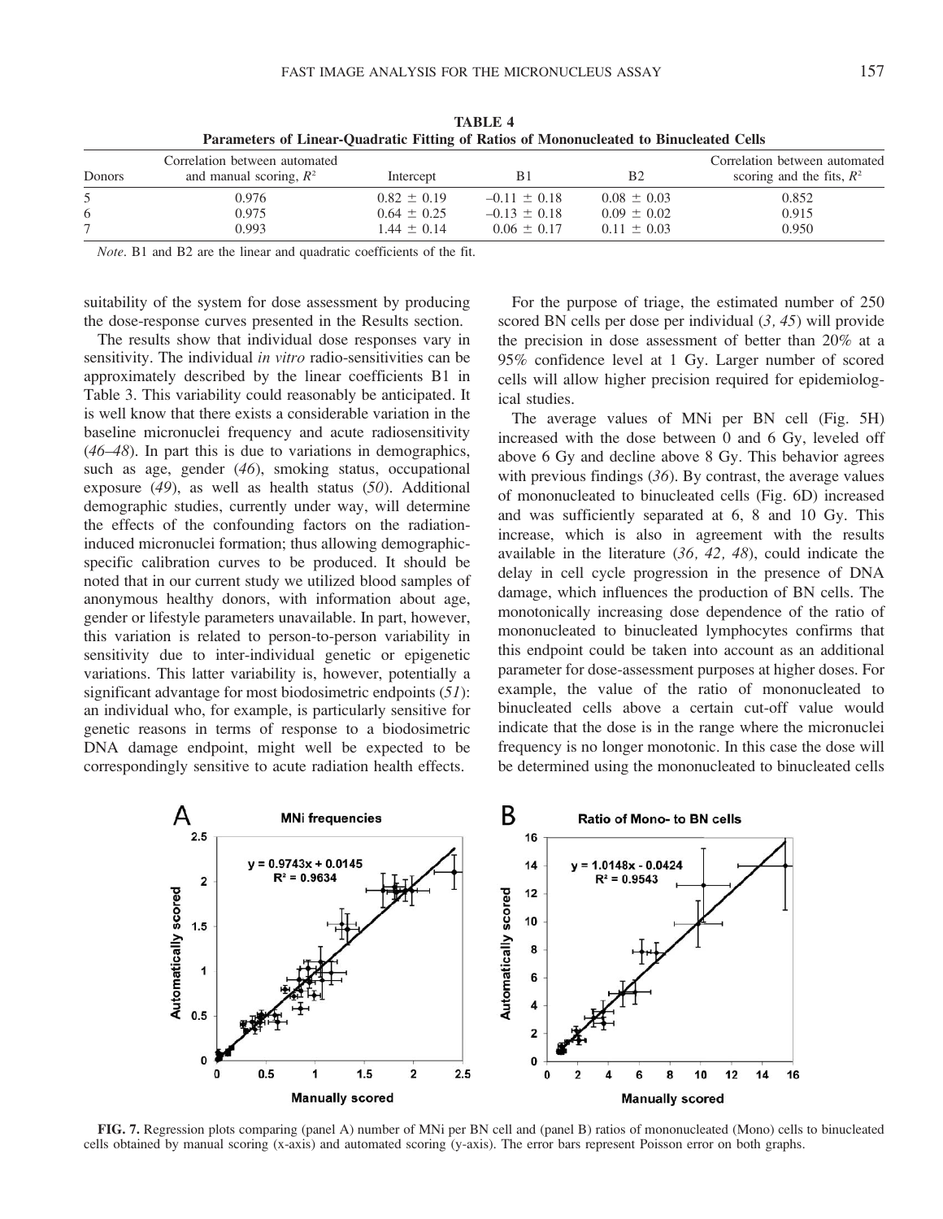**TABLE 4**
**Parameters of Linear-Quadratic Fitting of Ratios of Mononucleated to Binucleated Cells**

| Donors | Correlation between automated and manual scoring, $R^2$ | Intercept | B1 | B2 | Correlation between automated scoring and the fits, $R^2$ |
|---|---|---|---|---|---|
| 5 | 0.976 | $0.82 \pm 0.19$ | $-0.11 \pm 0.18$ | $0.08 \pm 0.03$ | 0.852 |
| 6 | 0.975 | $0.64 \pm 0.25$ | $-0.13 \pm 0.18$ | $0.09 \pm 0.02$ | 0.915 |
| 7 | 0.993 | $1.44 \pm 0.14$ | $0.06 \pm 0.17$ | $0.11 \pm 0.03$ | 0.950 |

*Note*. B1 and B2 are the linear and quadratic coefficients of the fit.

suitability of the system for dose assessment by producing the dose-response curves presented in the Results section.

The results show that individual dose responses vary in sensitivity. The individual *in vitro* radio-sensitivities can be approximately described by the linear coefficients B1 in Table 3. This variability could reasonably be anticipated. It is well know that there exists a considerable variation in the baseline micronuclei frequency and acute radiosensitivity (*46–48*). In part this is due to variations in demographics, such as age, gender (*46*), smoking status, occupational exposure (*49*), as well as health status (*50*). Additional demographic studies, currently under way, will determine the effects of the confounding factors on the radiation-induced micronuclei formation; thus allowing demographic-specific calibration curves to be produced. It should be noted that in our current study we utilized blood samples of anonymous healthy donors, with information about age, gender or lifestyle parameters unavailable. In part, however, this variation is related to person-to-person variability in sensitivity due to inter-individual genetic or epigenetic variations. This latter variability is, however, potentially a significant advantage for most biodosimetric endpoints (*51*): an individual who, for example, is particularly sensitive for genetic reasons in terms of response to a biodosimetric DNA damage endpoint, might well be expected to be correspondingly sensitive to acute radiation health effects.

For the purpose of triage, the estimated number of 250 scored BN cells per dose per individual (*3, 45*) will provide the precision in dose assessment of better than 20% at a 95% confidence level at 1 Gy. Larger number of scored cells will allow higher precision required for epidemiological studies.

The average values of MNi per BN cell (Fig. 5H) increased with the dose between 0 and 6 Gy, leveled off above 6 Gy and decline above 8 Gy. This behavior agrees with previous findings (*36*). By contrast, the average values of mononucleated to binucleated cells (Fig. 6D) increased and was sufficiently separated at 6, 8 and 10 Gy. This increase, which is also in agreement with the results available in the literature (*36, 42, 48*), could indicate the delay in cell cycle progression in the presence of DNA damage, which influences the production of BN cells. The monotonically increasing dose dependence of the ratio of mononucleated to binucleated lymphocytes confirms that this endpoint could be taken into account as an additional parameter for dose-assessment purposes at higher doses. For example, the value of the ratio of mononucleated to binucleated cells above a certain cut-off value would indicate that the dose is in the range where the micronuclei frequency is no longer monotonic. In this case the dose will be determined using the mononucleated to binucleated cells

**FIG. 7.** Regression plots comparing (panel A) number of MNi per BN cell and (panel B) ratios of mononucleated (Mono) cells to binucleated cells obtained by manual scoring (x-axis) and automated scoring (y-axis). The error bars represent Poisson error on both graphs.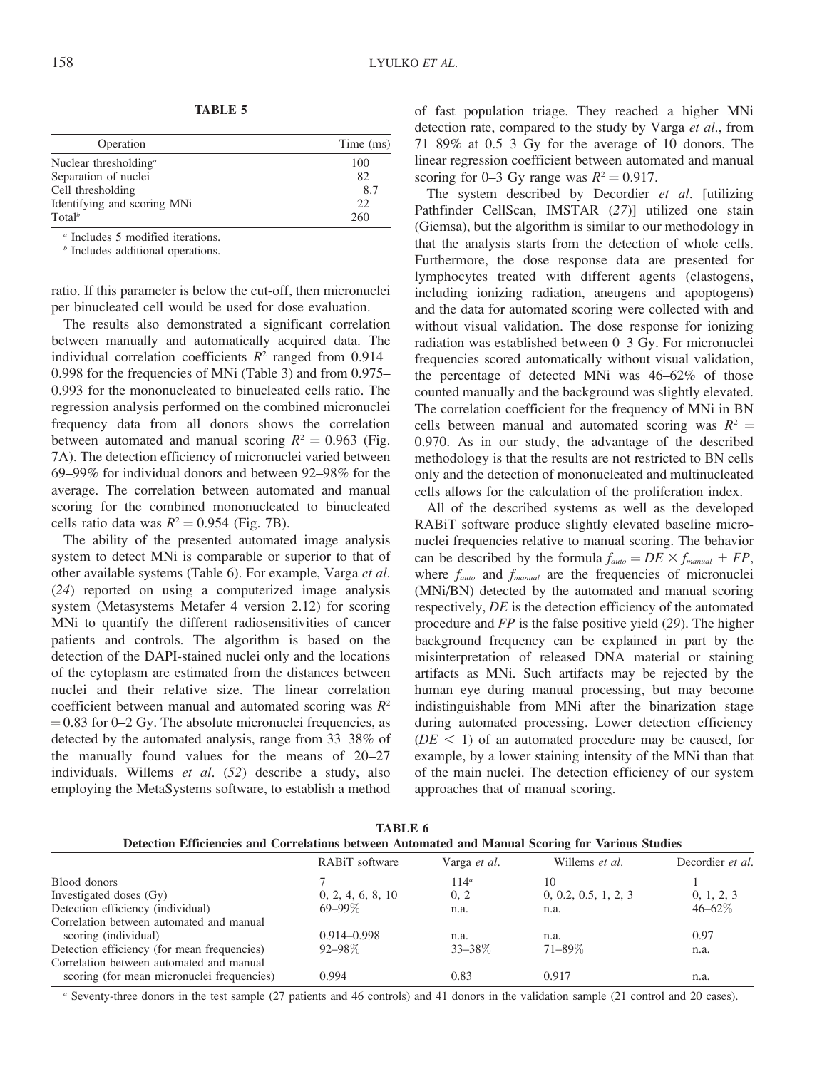**TABLE 5**

| Operation | Time (ms) |
|---|---|
| Nuclear thresholding[a] | 100 |
| Separation of nuclei | 82 |
| Cell thresholding | 8.7 |
| Identifying and scoring MNi | 22 |
| Total[b] | 260 |

[a] Includes 5 modified iterations.
[b] Includes additional operations.

ratio. If this parameter is below the cut-off, then micronuclei per binucleated cell would be used for dose evaluation.

The results also demonstrated a significant correlation between manually and automatically acquired data. The individual correlation coefficients $R^2$ ranged from 0.914–0.998 for the frequencies of MNi (Table 3) and from 0.975–0.993 for the mononucleated to binucleated cells ratio. The regression analysis performed on the combined micronuclei frequency data from all donors shows the correlation between automated and manual scoring $R^2 = 0.963$ (Fig. 7A). The detection efficiency of micronuclei varied between 69–99% for individual donors and between 92–98% for the average. The correlation between automated and manual scoring for the combined mononucleated to binucleated cells ratio data was $R^2 = 0.954$ (Fig. 7B).

The ability of the presented automated image analysis system to detect MNi is comparable or superior to that of other available systems (Table 6). For example, Varga *et al.* (*24*) reported on using a computerized image analysis system (Metasystems Metafer 4 version 2.12) for scoring MNi to quantify the different radiosensitivities of cancer patients and controls. The algorithm is based on the detection of the DAPI-stained nuclei only and the locations of the cytoplasm are estimated from the distances between nuclei and their relative size. The linear correlation coefficient between manual and automated scoring was $R^2 = 0.83$ for 0–2 Gy. The absolute micronuclei frequencies, as detected by the automated analysis, range from 33–38% of the manually found values for the means of 20–27 individuals. Willems *et al.* (*52*) describe a study, also employing the MetaSystems software, to establish a method of fast population triage. They reached a higher MNi detection rate, compared to the study by Varga *et al.*, from 71–89% at 0.5–3 Gy for the average of 10 donors. The linear regression coefficient between automated and manual scoring for 0–3 Gy range was $R^2 = 0.917$.

The system described by Decordier *et al.* [utilizing Pathfinder CellScan, IMSTAR (*27*)] utilized one stain (Giemsa), but the algorithm is similar to our methodology in that the analysis starts from the detection of whole cells. Furthermore, the dose response data are presented for lymphocytes treated with different agents (clastogens, including ionizing radiation, aneugens and apoptogens) and the data for automated scoring were collected with and without visual validation. The dose response for ionizing radiation was established between 0–3 Gy. For micronuclei frequencies scored automatically without visual validation, the percentage of detected MNi was 46–62% of those counted manually and the background was slightly elevated. The correlation coefficient for the frequency of MNi in BN cells between manual and automated scoring was $R^2 = 0.970$. As in our study, the advantage of the described methodology is that the results are not restricted to BN cells only and the detection of mononucleated and multinucleated cells allows for the calculation of the proliferation index.

All of the described systems as well as the developed RABiT software produce slightly elevated baseline micronuclei frequencies relative to manual scoring. The behavior can be described by the formula $f_{auto} = DE \times f_{manual} + FP$, where $f_{auto}$ and $f_{manual}$ are the frequencies of micronuclei (MNi/BN) detected by the automated and manual scoring respectively, $DE$ is the detection efficiency of the automated procedure and $FP$ is the false positive yield (*29*). The higher background frequency can be explained in part by the misinterpretation of released DNA material or staining artifacts as MNi. Such artifacts may be rejected by the human eye during manual processing, but may become indistinguishable from MNi after the binarization stage during automated processing. Lower detection efficiency ($DE < 1$) of an automated procedure may be caused, for example, by a lower staining intensity of the MNi than that of the main nuclei. The detection efficiency of our system approaches that of manual scoring.

**TABLE 6**
**Detection Efficiencies and Correlations between Automated and Manual Scoring for Various Studies**

| | RABiT software | Varga *et al.* | Willems *et al.* | Decordier *et al.* |
|---|---|---|---|---|
| Blood donors | 7 | 114[a] | 10 | 1 |
| Investigated doses (Gy) | 0, 2, 4, 6, 8, 10 | 0, 2 | 0, 0.2, 0.5, 1, 2, 3 | 0, 1, 2, 3 |
| Detection efficiency (individual) | 69–99% | n.a. | n.a. | 46–62% |
| Correlation between automated and manual scoring (individual) | 0.914–0.998 | n.a. | n.a. | 0.97 |
| Detection efficiency (for mean frequencies) | 92–98% | 33–38% | 71–89% | n.a. |
| Correlation between automated and manual scoring (for mean micronuclei frequencies) | 0.994 | 0.83 | 0.917 | n.a. |

[a] Seventy-three donors in the test sample (27 patients and 46 controls) and 41 donors in the validation sample (21 control and 20 cases).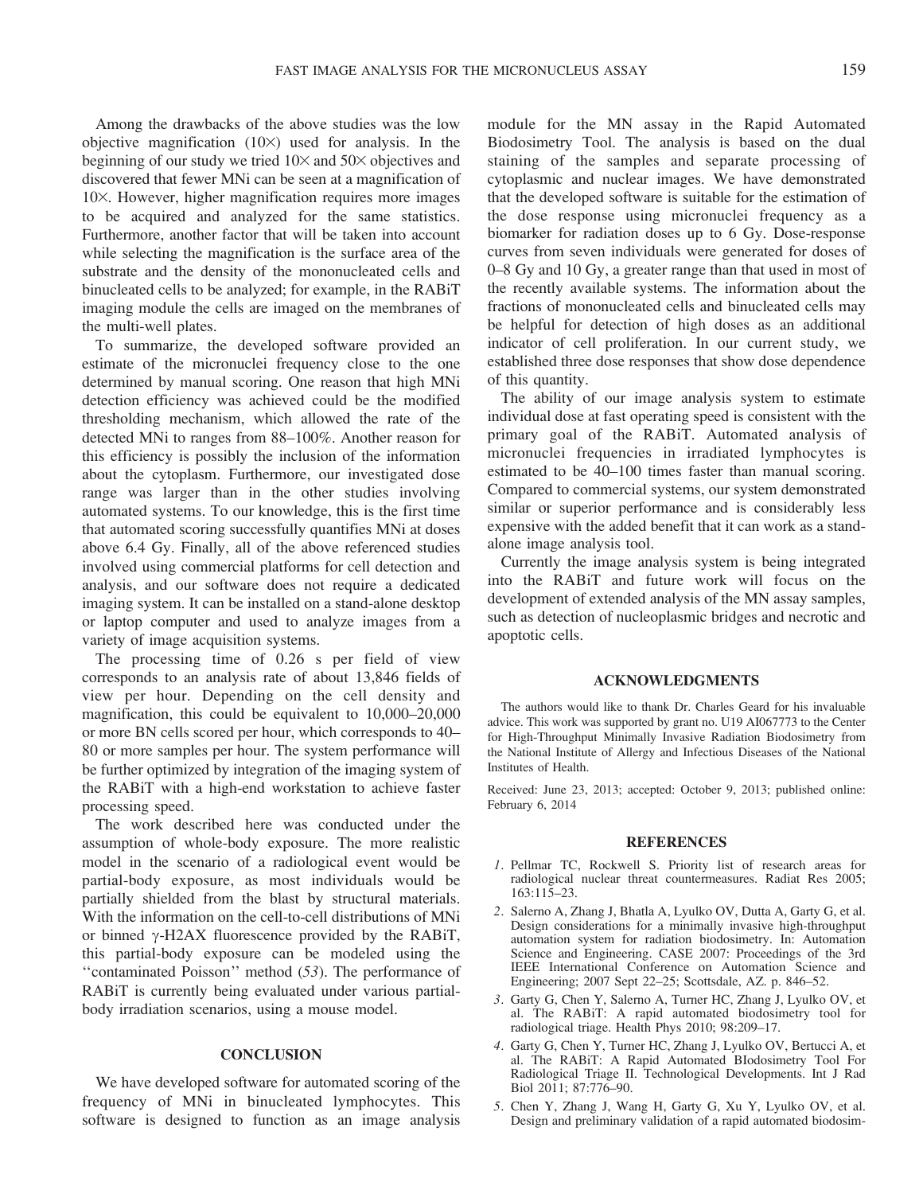Among the drawbacks of the above studies was the low objective magnification (10×) used for analysis. In the beginning of our study we tried 10× and 50× objectives and discovered that fewer MNi can be seen at a magnification of 10×. However, higher magnification requires more images to be acquired and analyzed for the same statistics. Furthermore, another factor that will be taken into account while selecting the magnification is the surface area of the substrate and the density of the mononucleated cells and binucleated cells to be analyzed; for example, in the RABiT imaging module the cells are imaged on the membranes of the multi-well plates.

To summarize, the developed software provided an estimate of the micronuclei frequency close to the one determined by manual scoring. One reason that high MNi detection efficiency was achieved could be the modified thresholding mechanism, which allowed the rate of the detected MNi to ranges from 88–100%. Another reason for this efficiency is possibly the inclusion of the information about the cytoplasm. Furthermore, our investigated dose range was larger than in the other studies involving automated systems. To our knowledge, this is the first time that automated scoring successfully quantifies MNi at doses above 6.4 Gy. Finally, all of the above referenced studies involved using commercial platforms for cell detection and analysis, and our software does not require a dedicated imaging system. It can be installed on a stand-alone desktop or laptop computer and used to analyze images from a variety of image acquisition systems.

The processing time of 0.26 s per field of view corresponds to an analysis rate of about 13,846 fields of view per hour. Depending on the cell density and magnification, this could be equivalent to 10,000–20,000 or more BN cells scored per hour, which corresponds to 40–80 or more samples per hour. The system performance will be further optimized by integration of the imaging system of the RABiT with a high-end workstation to achieve faster processing speed.

The work described here was conducted under the assumption of whole-body exposure. The more realistic model in the scenario of a radiological event would be partial-body exposure, as most individuals would be partially shielded from the blast by structural materials. With the information on the cell-to-cell distributions of MNi or binned γ-H2AX fluorescence provided by the RABiT, this partial-body exposure can be modeled using the "contaminated Poisson" method (*53*). The performance of RABiT is currently being evaluated under various partial-body irradiation scenarios, using a mouse model.

## CONCLUSION

We have developed software for automated scoring of the frequency of MNi in binucleated lymphocytes. This software is designed to function as an image analysis module for the MN assay in the Rapid Automated Biodosimetry Tool. The analysis is based on the dual staining of the samples and separate processing of cytoplasmic and nuclear images. We have demonstrated that the developed software is suitable for the estimation of the dose response using micronuclei frequency as a biomarker for radiation doses up to 6 Gy. Dose-response curves from seven individuals were generated for doses of 0–8 Gy and 10 Gy, a greater range than that used in most of the recently available systems. The information about the fractions of mononucleated cells and binucleated cells may be helpful for detection of high doses as an additional indicator of cell proliferation. In our current study, we established three dose responses that show dose dependence of this quantity.

The ability of our image analysis system to estimate individual dose at fast operating speed is consistent with the primary goal of the RABiT. Automated analysis of micronuclei frequencies in irradiated lymphocytes is estimated to be 40–100 times faster than manual scoring. Compared to commercial systems, our system demonstrated similar or superior performance and is considerably less expensive with the added benefit that it can work as a stand-alone image analysis tool.

Currently the image analysis system is being integrated into the RABiT and future work will focus on the development of extended analysis of the MN assay samples, such as detection of nucleoplasmic bridges and necrotic and apoptotic cells.

## ACKNOWLEDGMENTS

The authors would like to thank Dr. Charles Geard for his invaluable advice. This work was supported by grant no. U19 AI067773 to the Center for High-Throughput Minimally Invasive Radiation Biodosimetry from the National Institute of Allergy and Infectious Diseases of the National Institutes of Health.

Received: June 23, 2013; accepted: October 9, 2013; published online: February 6, 2014

## REFERENCES

1. Pellmar TC, Rockwell S. Priority list of research areas for radiological nuclear threat countermeasures. Radiat Res 2005; 163:115–23.
2. Salerno A, Zhang J, Bhatla A, Lyulko OV, Dutta A, Garty G, et al. Design considerations for a minimally invasive high-throughput automation system for radiation biodosimetry. In: Automation Science and Engineering. CASE 2007: Proceedings of the 3rd IEEE International Conference on Automation Science and Engineering; 2007 Sept 22–25; Scottsdale, AZ. p. 846–52.
3. Garty G, Chen Y, Salerno A, Turner HC, Zhang J, Lyulko OV, et al. The RABiT: A rapid automated biodosimetry tool for radiological triage. Health Phys 2010; 98:209–17.
4. Garty G, Chen Y, Turner HC, Zhang J, Lyulko OV, Bertucci A, et al. The RABiT: A Rapid Automated BIodosimetry Tool For Radiological Triage II. Technological Developments. Int J Rad Biol 2011; 87:776–90.
5. Chen Y, Zhang J, Wang H, Garty G, Xu Y, Lyulko OV, et al. Design and preliminary validation of a rapid automated biodosim-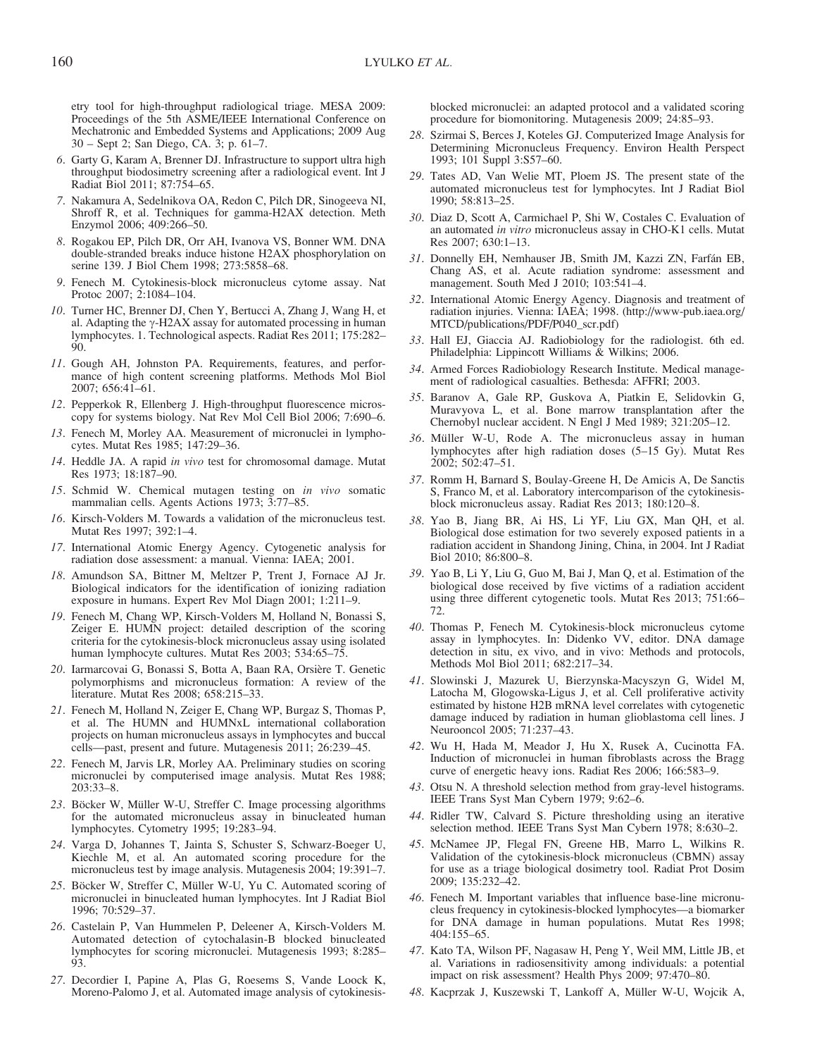etry tool for high-throughput radiological triage. MESA 2009: Proceedings of the 5th ASME/IEEE International Conference on Mechatronic and Embedded Systems and Applications; 2009 Aug 30 – Sept 2; San Diego, CA. 3; p. 61–7.

6. Garty G, Karam A, Brenner DJ. Infrastructure to support ultra high throughput biodosimetry screening after a radiological event. Int J Radiat Biol 2011; 87:754–65.
7. Nakamura A, Sedelnikova OA, Redon C, Pilch DR, Sinogeeva NI, Shroff R, et al. Techniques for gamma-H2AX detection. Meth Enzymol 2006; 409:266–50.
8. Rogakou EP, Pilch DR, Orr AH, Ivanova VS, Bonner WM. DNA double-stranded breaks induce histone H2AX phosphorylation on serine 139. J Biol Chem 1998; 273:5858–68.
9. Fenech M. Cytokinesis-block micronucleus cytome assay. Nat Protoc 2007; 2:1084–104.
10. Turner HC, Brenner DJ, Chen Y, Bertucci A, Zhang J, Wang H, et al. Adapting the γ-H2AX assay for automated processing in human lymphocytes. 1. Technological aspects. Radiat Res 2011; 175:282–90.
11. Gough AH, Johnston PA. Requirements, features, and performance of high content screening platforms. Methods Mol Biol 2007; 656:41–61.
12. Pepperkok R, Ellenberg J. High-throughput fluorescence microscopy for systems biology. Nat Rev Mol Cell Biol 2006; 7:690–6.
13. Fenech M, Morley AA. Measurement of micronuclei in lymphocytes. Mutat Res 1985; 147:29–36.
14. Heddle JA. A rapid *in vivo* test for chromosomal damage. Mutat Res 1973; 18:187–90.
15. Schmid W. Chemical mutagen testing on *in vivo* somatic mammalian cells. Agents Actions 1973; 3:77–85.
16. Kirsch-Volders M. Towards a validation of the micronucleus test. Mutat Res 1997; 392:1–4.
17. International Atomic Energy Agency. Cytogenetic analysis for radiation dose assessment: a manual. Vienna: IAEA; 2001.
18. Amundson SA, Bittner M, Meltzer P, Trent J, Fornace AJ Jr. Biological indicators for the identification of ionizing radiation exposure in humans. Expert Rev Mol Diagn 2001; 1:211–9.
19. Fenech M, Chang WP, Kirsch-Volders M, Holland N, Bonassi S, Zeiger E. HUMN project: detailed description of the scoring criteria for the cytokinesis-block micronucleus assay using isolated human lymphocyte cultures. Mutat Res 2003; 534:65–75.
20. Iarmarcovai G, Bonassi S, Botta A, Baan RA, Orsière T. Genetic polymorphisms and micronucleus formation: A review of the literature. Mutat Res 2008; 658:215–33.
21. Fenech M, Holland N, Zeiger E, Chang WP, Burgaz S, Thomas P, et al. The HUMN and HUMNxL international collaboration projects on human micronucleus assays in lymphocytes and buccal cells—past, present and future. Mutagenesis 2011; 26:239–45.
22. Fenech M, Jarvis LR, Morley AA. Preliminary studies on scoring micronuclei by computerised image analysis. Mutat Res 1988; 203:33–8.
23. Böcker W, Müller W-U, Streffer C. Image processing algorithms for the automated micronucleus assay in binucleated human lymphocytes. Cytometry 1995; 19:283–94.
24. Varga D, Johannes T, Jainta S, Schuster S, Schwarz-Boeger U, Kiechle M, et al. An automated scoring procedure for the micronucleus test by image analysis. Mutagenesis 2004; 19:391–7.
25. Böcker W, Streffer C, Müller W-U, Yu C. Automated scoring of micronuclei in binucleated human lymphocytes. Int J Radiat Biol 1996; 70:529–37.
26. Castelain P, Van Hummelen P, Deleener A, Kirsch-Volders M. Automated detection of cytochalasin-B blocked binucleated lymphocytes for scoring micronuclei. Mutagenesis 1993; 8:285–93.
27. Decordier I, Papine A, Plas G, Roesems S, Vande Loock K, Moreno-Palomo J, et al. Automated image analysis of cytokinesis-blocked micronuclei: an adapted protocol and a validated scoring procedure for biomonitoring. Mutagenesis 2009; 24:85–93.
28. Szirmai S, Berces J, Koteles GJ. Computerized Image Analysis for Determining Micronucleus Frequency. Environ Health Perspect 1993; 101 Suppl 3:S57–60.
29. Tates AD, Van Welie MT, Ploem JS. The present state of the automated micronucleus test for lymphocytes. Int J Radiat Biol 1990; 58:813–25.
30. Diaz D, Scott A, Carmichael P, Shi W, Costales C. Evaluation of an automated *in vitro* micronucleus assay in CHO-K1 cells. Mutat Res 2007; 630:1–13.
31. Donnelly EH, Nemhauser JB, Smith JM, Kazzi ZN, Farfán EB, Chang AS, et al. Acute radiation syndrome: assessment and management. South Med J 2010; 103:541–4.
32. International Atomic Energy Agency. Diagnosis and treatment of radiation injuries. Vienna: IAEA; 1998. (http://www-pub.iaea.org/MTCD/publications/PDF/P040_scr.pdf)
33. Hall EJ, Giaccia AJ. Radiobiology for the radiologist. 6th ed. Philadelphia: Lippincott Williams & Wilkins; 2006.
34. Armed Forces Radiobiology Research Institute. Medical management of radiological casualties. Bethesda: AFFRI; 2003.
35. Baranov A, Gale RP, Guskova A, Piatkin E, Selidovkin G, Muravyova L, et al. Bone marrow transplantation after the Chernobyl nuclear accident. N Engl J Med 1989; 321:205–12.
36. Müller W-U, Rode A. The micronucleus assay in human lymphocytes after high radiation doses (5–15 Gy). Mutat Res 2002; 502:47–51.
37. Romm H, Barnard S, Boulay-Greene H, De Amicis A, De Sanctis S, Franco M, et al. Laboratory intercomparison of the cytokinesis-block micronucleus assay. Radiat Res 2013; 180:120–8.
38. Yao B, Jiang BR, Ai HS, Li YF, Liu GX, Man QH, et al. Biological dose estimation for two severely exposed patients in a radiation accident in Shandong Jining, China, in 2004. Int J Radiat Biol 2010; 86:800–8.
39. Yao B, Li Y, Liu G, Guo M, Bai J, Man Q, et al. Estimation of the biological dose received by five victims of a radiation accident using three different cytogenetic tools. Mutat Res 2013; 751:66–72.
40. Thomas P, Fenech M. Cytokinesis-block micronucleus cytome assay in lymphocytes. In: Didenko VV, editor. DNA damage detection in situ, ex vivo, and in vivo: Methods and protocols, Methods Mol Biol 2011; 682:217–34.
41. Slowinski J, Mazurek U, Bierzynska-Macyszyn G, Widel M, Latocha M, Glogowska-Ligus J, et al. Cell proliferative activity estimated by histone H2B mRNA level correlates with cytogenetic damage induced by radiation in human glioblastoma cell lines. J Neurooncol 2005; 71:237–43.
42. Wu H, Hada M, Meador J, Hu X, Rusek A, Cucinotta FA. Induction of micronuclei in human fibroblasts across the Bragg curve of energetic heavy ions. Radiat Res 2006; 166:583–9.
43. Otsu N. A threshold selection method from gray-level histograms. IEEE Trans Syst Man Cybern 1979; 9:62–6.
44. Ridler TW, Calvard S. Picture thresholding using an iterative selection method. IEEE Trans Syst Man Cybern 1978; 8:630–2.
45. McNamee JP, Flegal FN, Greene HB, Marro L, Wilkins R. Validation of the cytokinesis-block micronucleus (CBMN) assay for use as a triage biological dosimetry tool. Radiat Prot Dosim 2009; 135:232–42.
46. Fenech M. Important variables that influence base-line micronucleus frequency in cytokinesis-blocked lymphocytes—a biomarker for DNA damage in human populations. Mutat Res 1998; 404:155–65.
47. Kato TA, Wilson PF, Nagasaw H, Peng Y, Weil MM, Little JB, et al. Variations in radiosensitivity among individuals: a potential impact on risk assessment? Health Phys 2009; 97:470–80.
48. Kacprzak J, Kuszewski T, Lankoff A, Müller W-U, Wojcik A,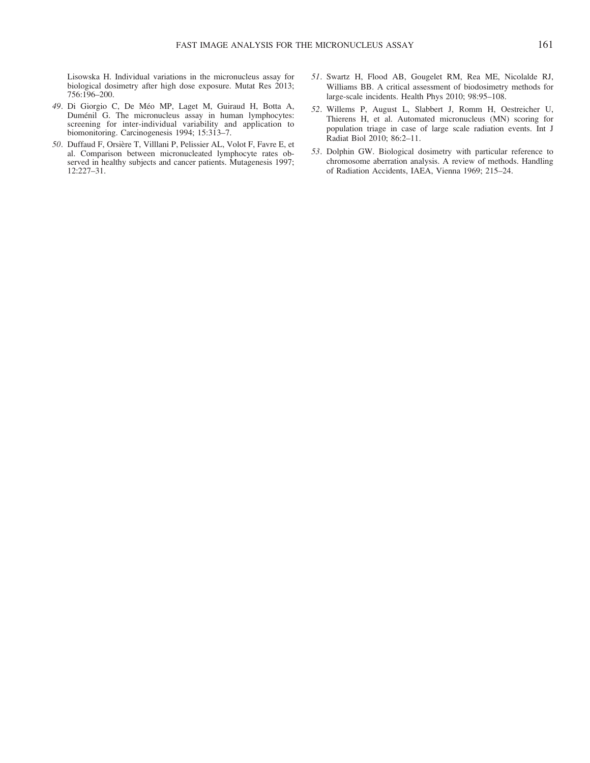Lisowska H. Individual variations in the micronucleus assay for biological dosimetry after high dose exposure. Mutat Res 2013; 756:196–200.

49. Di Giorgio C, De Méo MP, Laget M, Guiraud H, Botta A, Duménil G. The micronucleus assay in human lymphocytes: screening for inter-individual variability and application to biomonitoring. Carcinogenesis 1994; 15:313–7.

50. Duffaud F, Orsière T, Villlani P, Pelissier AL, Volot F, Favre E, et al. Comparison between micronucleated lymphocyte rates observed in healthy subjects and cancer patients. Mutagenesis 1997; 12:227–31.

51. Swartz H, Flood AB, Gougelet RM, Rea ME, Nicolalde RJ, Williams BB. A critical assessment of biodosimetry methods for large-scale incidents. Health Phys 2010; 98:95–108.

52. Willems P, August L, Slabbert J, Romm H, Oestreicher U, Thierens H, et al. Automated micronucleus (MN) scoring for population triage in case of large scale radiation events. Int J Radiat Biol 2010; 86:2–11.

53. Dolphin GW. Biological dosimetry with particular reference to chromosome aberration analysis. A review of methods. Handling of Radiation Accidents, IAEA, Vienna 1969; 215–24.